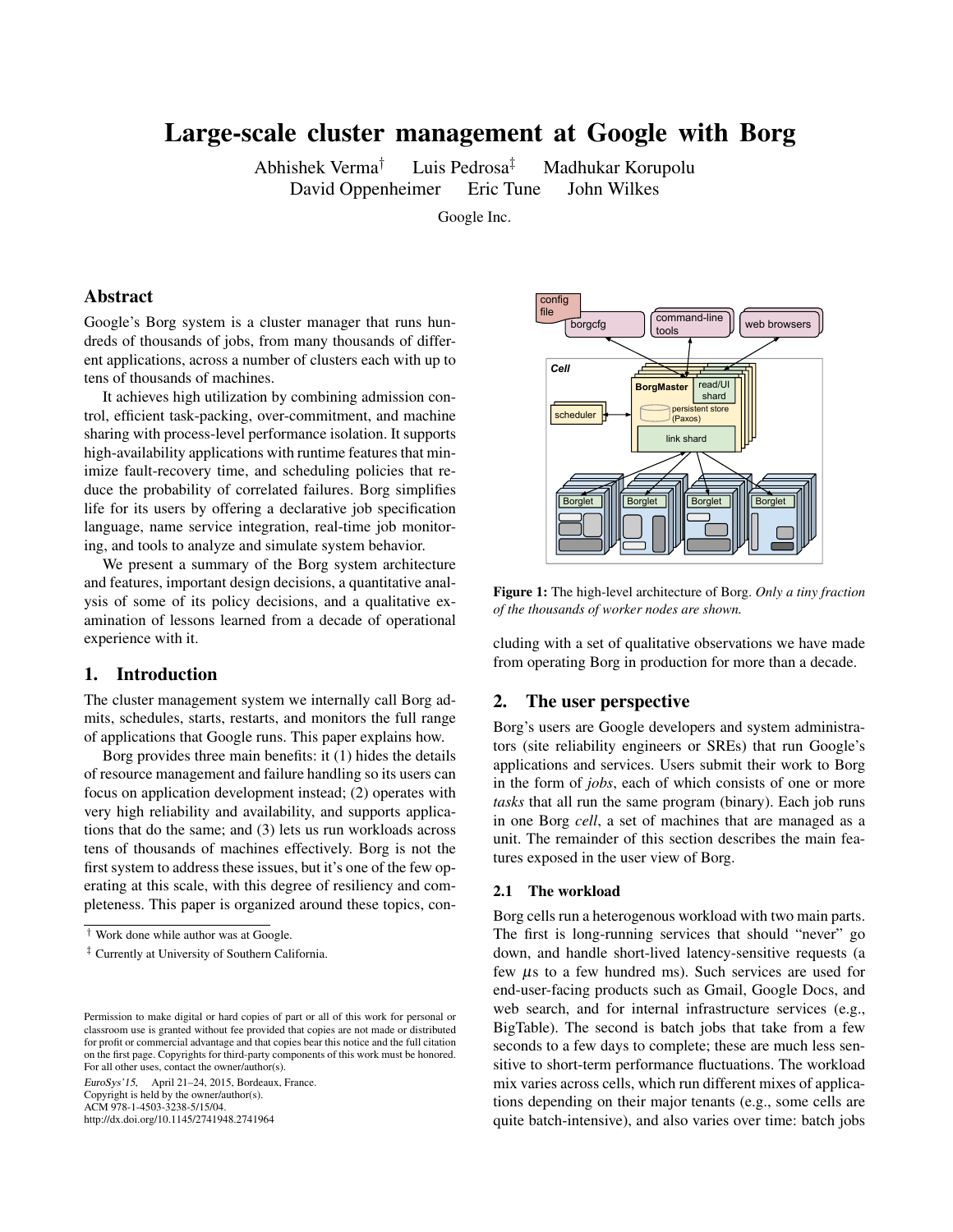# Large-scale cluster management at Google with Borg

Abhishek Verma[†] Luis Pedrosa[‡] Madhukar Korupolu
David Oppenheimer Eric Tune John Wilkes

Google Inc.

## Abstract

Google's Borg system is a cluster manager that runs hundreds of thousands of jobs, from many thousands of different applications, across a number of clusters each with up to tens of thousands of machines.

It achieves high utilization by combining admission control, efficient task-packing, over-commitment, and machine sharing with process-level performance isolation. It supports high-availability applications with runtime features that minimize fault-recovery time, and scheduling policies that reduce the probability of correlated failures. Borg simplifies life for its users by offering a declarative job specification language, name service integration, real-time job monitoring, and tools to analyze and simulate system behavior.

We present a summary of the Borg system architecture and features, important design decisions, a quantitative analysis of some of its policy decisions, and a qualitative examination of lessons learned from a decade of operational experience with it.

## 1. Introduction

The cluster management system we internally call Borg admits, schedules, starts, restarts, and monitors the full range of applications that Google runs. This paper explains how.

Borg provides three main benefits: it (1) hides the details of resource management and failure handling so its users can focus on application development instead; (2) operates with very high reliability and availability, and supports applications that do the same; and (3) lets us run workloads across tens of thousands of machines effectively. Borg is not the first system to address these issues, but it's one of the few operating at this scale, with this degree of resiliency and completeness. This paper is organized around these topics, concluding with a set of qualitative observations we have made from operating Borg in production for more than a decade.

[†] Work done while author was at Google.

[‡] Currently at University of Southern California.

Permission to make digital or hard copies of part or all of this work for personal or classroom use is granted without fee provided that copies are not made or distributed for profit or commercial advantage and that copies bear this notice and the full citation on the first page. Copyrights for third-party components of this work must be honored. For all other uses, contact the owner/author(s).
*EuroSys'15*, April 21–24, 2015, Bordeaux, France.
Copyright is held by the owner/author(s).
ACM 978-1-4503-3238-5/15/04.
http://dx.doi.org/10.1145/2741948.2741964

**Figure 1:** The high-level architecture of Borg. *Only a tiny fraction of the thousands of worker nodes are shown.*

## 2. The user perspective

Borg's users are Google developers and system administrators (site reliability engineers or SREs) that run Google's applications and services. Users submit their work to Borg in the form of *jobs*, each of which consists of one or more *tasks* that all run the same program (binary). Each job runs in one Borg *cell*, a set of machines that are managed as a unit. The remainder of this section describes the main features exposed in the user view of Borg.

### 2.1 The workload

Borg cells run a heterogenous workload with two main parts. The first is long-running services that should "never" go down, and handle short-lived latency-sensitive requests (a few $\mu$s to a few hundred ms). Such services are used for end-user-facing products such as Gmail, Google Docs, and web search, and for internal infrastructure services (e.g., BigTable). The second is batch jobs that take from a few seconds to a few days to complete; these are much less sensitive to short-term performance fluctuations. The workload mix varies across cells, which run different mixes of applications depending on their major tenants (e.g., some cells are quite batch-intensive), and also varies over time: batch jobs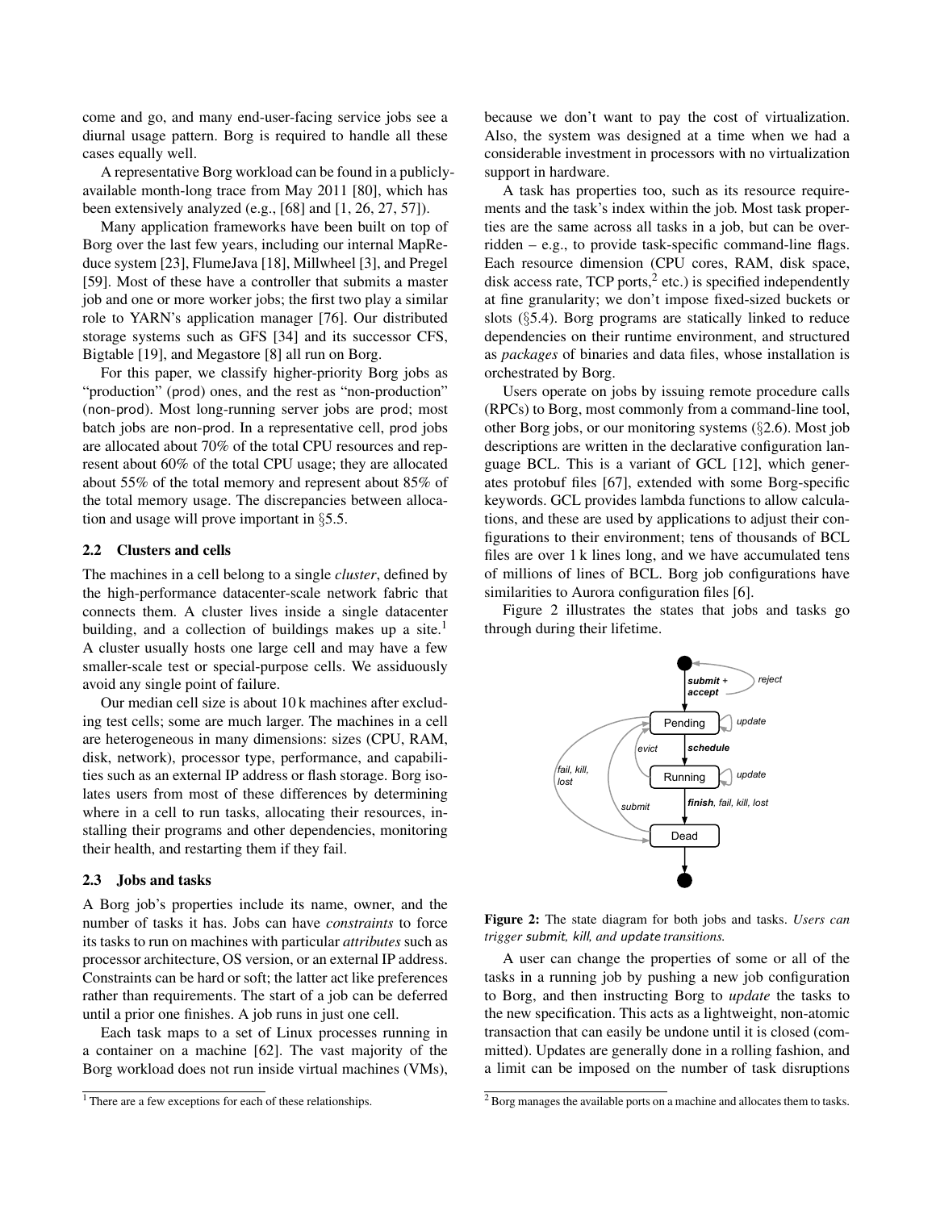come and go, and many end-user-facing service jobs see a diurnal usage pattern. Borg is required to handle all these cases equally well.

A representative Borg workload can be found in a publicly-available month-long trace from May 2011 [80], which has been extensively analyzed (e.g., [68] and [1, 26, 27, 57]).

Many application frameworks have been built on top of Borg over the last few years, including our internal MapReduce system [23], FlumeJava [18], Millwheel [3], and Pregel [59]. Most of these have a controller that submits a master job and one or more worker jobs; the first two play a similar role to YARN's application manager [76]. Our distributed storage systems such as GFS [34] and its successor CFS, Bigtable [19], and Megastore [8] all run on Borg.

For this paper, we classify higher-priority Borg jobs as "production" (prod) ones, and the rest as "non-production" (non-prod). Most long-running server jobs are prod; most batch jobs are non-prod. In a representative cell, prod jobs are allocated about 70% of the total CPU resources and represent about 60% of the total CPU usage; they are allocated about 55% of the total memory and represent about 85% of the total memory usage. The discrepancies between allocation and usage will prove important in §5.5.

### 2.2 Clusters and cells

The machines in a cell belong to a single *cluster*, defined by the high-performance datacenter-scale network fabric that connects them. A cluster lives inside a single datacenter building, and a collection of buildings makes up a site.[1] A cluster usually hosts one large cell and may have a few smaller-scale test or special-purpose cells. We assiduously avoid any single point of failure.

Our median cell size is about 10 k machines after excluding test cells; some are much larger. The machines in a cell are heterogeneous in many dimensions: sizes (CPU, RAM, disk, network), processor type, performance, and capabilities such as an external IP address or flash storage. Borg isolates users from most of these differences by determining where in a cell to run tasks, allocating their resources, installing their programs and other dependencies, monitoring their health, and restarting them if they fail.

### 2.3 Jobs and tasks

A Borg job's properties include its name, owner, and the number of tasks it has. Jobs can have *constraints* to force its tasks to run on machines with particular *attributes* such as processor architecture, OS version, or an external IP address. Constraints can be hard or soft; the latter act like preferences rather than requirements. The start of a job can be deferred until a prior one finishes. A job runs in just one cell.

Each task maps to a set of Linux processes running in a container on a machine [62]. The vast majority of the Borg workload does not run inside virtual machines (VMs), because we don't want to pay the cost of virtualization. Also, the system was designed at a time when we had a considerable investment in processors with no virtualization support in hardware.

A task has properties too, such as its resource requirements and the task's index within the job. Most task properties are the same across all tasks in a job, but can be overridden – e.g., to provide task-specific command-line flags. Each resource dimension (CPU cores, RAM, disk space, disk access rate, TCP ports,[2] etc.) is specified independently at fine granularity; we don't impose fixed-sized buckets or slots (§5.4). Borg programs are statically linked to reduce dependencies on their runtime environment, and structured as *packages* of binaries and data files, whose installation is orchestrated by Borg.

Users operate on jobs by issuing remote procedure calls (RPCs) to Borg, most commonly from a command-line tool, other Borg jobs, or our monitoring systems (§2.6). Most job descriptions are written in the declarative configuration language BCL. This is a variant of GCL [12], which generates protobuf files [67], extended with some Borg-specific keywords. GCL provides lambda functions to allow calculations, and these are used by applications to adjust their configurations to their environment; tens of thousands of BCL files are over 1 k lines long, and we have accumulated tens of millions of lines of BCL. Borg job configurations have similarities to Aurora configuration files [6].

Figure 2 illustrates the states that jobs and tasks go through during their lifetime.

**Figure 2:** The state diagram for both jobs and tasks. *Users can trigger* submit*,* kill*, and* update *transitions.*

A user can change the properties of some or all of the tasks in a running job by pushing a new job configuration to Borg, and then instructing Borg to *update* the tasks to the new specification. This acts as a lightweight, non-atomic transaction that can easily be undone until it is closed (committed). Updates are generally done in a rolling fashion, and a limit can be imposed on the number of task disruptions

[1] There are a few exceptions for each of these relationships.

[2] Borg manages the available ports on a machine and allocates them to tasks.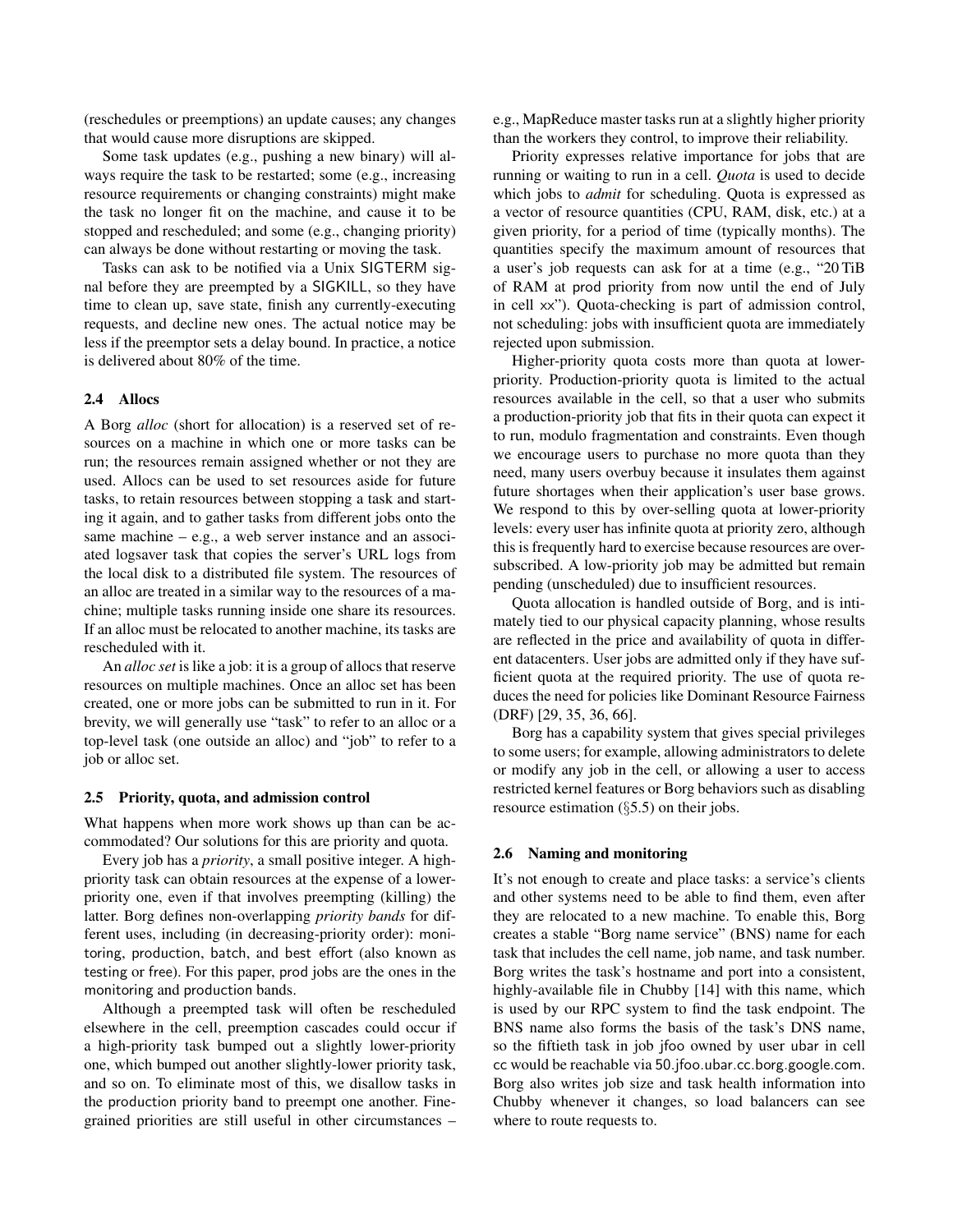(reschedules or preemptions) an update causes; any changes that would cause more disruptions are skipped.

Some task updates (e.g., pushing a new binary) will always require the task to be restarted; some (e.g., increasing resource requirements or changing constraints) might make the task no longer fit on the machine, and cause it to be stopped and rescheduled; and some (e.g., changing priority) can always be done without restarting or moving the task.

Tasks can ask to be notified via a Unix SIGTERM signal before they are preempted by a SIGKILL, so they have time to clean up, save state, finish any currently-executing requests, and decline new ones. The actual notice may be less if the preemptor sets a delay bound. In practice, a notice is delivered about 80% of the time.

### 2.4 Allocs

A Borg *alloc* (short for allocation) is a reserved set of resources on a machine in which one or more tasks can be run; the resources remain assigned whether or not they are used. Allocs can be used to set resources aside for future tasks, to retain resources between stopping a task and starting it again, and to gather tasks from different jobs onto the same machine – e.g., a web server instance and an associated logsaver task that copies the server's URL logs from the local disk to a distributed file system. The resources of an alloc are treated in a similar way to the resources of a machine; multiple tasks running inside one share its resources. If an alloc must be relocated to another machine, its tasks are rescheduled with it.

An *alloc set* is like a job: it is a group of allocs that reserve resources on multiple machines. Once an alloc set has been created, one or more jobs can be submitted to run in it. For brevity, we will generally use "task" to refer to an alloc or a top-level task (one outside an alloc) and "job" to refer to a job or alloc set.

### 2.5 Priority, quota, and admission control

What happens when more work shows up than can be accommodated? Our solutions for this are priority and quota.

Every job has a *priority*, a small positive integer. A high-priority task can obtain resources at the expense of a lower-priority one, even if that involves preempting (killing) the latter. Borg defines non-overlapping *priority bands* for different uses, including (in decreasing-priority order): monitoring, production, batch, and best effort (also known as testing or free). For this paper, prod jobs are the ones in the monitoring and production bands.

Although a preempted task will often be rescheduled elsewhere in the cell, preemption cascades could occur if a high-priority task bumped out a slightly lower-priority one, which bumped out another slightly-lower priority task, and so on. To eliminate most of this, we disallow tasks in the production priority band to preempt one another. Fine-grained priorities are still useful in other circumstances – e.g., MapReduce master tasks run at a slightly higher priority than the workers they control, to improve their reliability.

Priority expresses relative importance for jobs that are running or waiting to run in a cell. *Quota* is used to decide which jobs to *admit* for scheduling. Quota is expressed as a vector of resource quantities (CPU, RAM, disk, etc.) at a given priority, for a period of time (typically months). The quantities specify the maximum amount of resources that a user's job requests can ask for at a time (e.g., "20 TiB of RAM at prod priority from now until the end of July in cell xx"). Quota-checking is part of admission control, not scheduling: jobs with insufficient quota are immediately rejected upon submission.

Higher-priority quota costs more than quota at lower-priority. Production-priority quota is limited to the actual resources available in the cell, so that a user who submits a production-priority job that fits in their quota can expect it to run, modulo fragmentation and constraints. Even though we encourage users to purchase no more quota than they need, many users overbuy because it insulates them against future shortages when their application's user base grows. We respond to this by over-selling quota at lower-priority levels: every user has infinite quota at priority zero, although this is frequently hard to exercise because resources are over-subscribed. A low-priority job may be admitted but remain pending (unscheduled) due to insufficient resources.

Quota allocation is handled outside of Borg, and is intimately tied to our physical capacity planning, whose results are reflected in the price and availability of quota in different datacenters. User jobs are admitted only if they have sufficient quota at the required priority. The use of quota reduces the need for policies like Dominant Resource Fairness (DRF) [29, 35, 36, 66].

Borg has a capability system that gives special privileges to some users; for example, allowing administrators to delete or modify any job in the cell, or allowing a user to access restricted kernel features or Borg behaviors such as disabling resource estimation (§5.5) on their jobs.

### 2.6 Naming and monitoring

It's not enough to create and place tasks: a service's clients and other systems need to be able to find them, even after they are relocated to a new machine. To enable this, Borg creates a stable "Borg name service" (BNS) name for each task that includes the cell name, job name, and task number. Borg writes the task's hostname and port into a consistent, highly-available file in Chubby [14] with this name, which is used by our RPC system to find the task endpoint. The BNS name also forms the basis of the task's DNS name, so the fiftieth task in job jfoo owned by user ubar in cell cc would be reachable via 50.jfoo.ubar.cc.borg.google.com. Borg also writes job size and task health information into Chubby whenever it changes, so load balancers can see where to route requests to.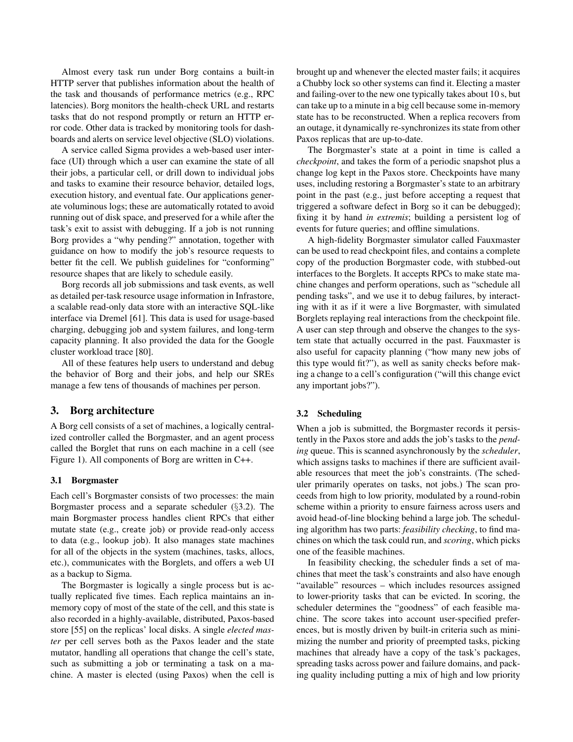Almost every task run under Borg contains a built-in HTTP server that publishes information about the health of the task and thousands of performance metrics (e.g., RPC latencies). Borg monitors the health-check URL and restarts tasks that do not respond promptly or return an HTTP error code. Other data is tracked by monitoring tools for dashboards and alerts on service level objective (SLO) violations.

A service called Sigma provides a web-based user interface (UI) through which a user can examine the state of all their jobs, a particular cell, or drill down to individual jobs and tasks to examine their resource behavior, detailed logs, execution history, and eventual fate. Our applications generate voluminous logs; these are automatically rotated to avoid running out of disk space, and preserved for a while after the task's exit to assist with debugging. If a job is not running Borg provides a "why pending?" annotation, together with guidance on how to modify the job's resource requests to better fit the cell. We publish guidelines for "conforming" resource shapes that are likely to schedule easily.

Borg records all job submissions and task events, as well as detailed per-task resource usage information in Infrastore, a scalable read-only data store with an interactive SQL-like interface via Dremel [61]. This data is used for usage-based charging, debugging job and system failures, and long-term capacity planning. It also provided the data for the Google cluster workload trace [80].

All of these features help users to understand and debug the behavior of Borg and their jobs, and help our SREs manage a few tens of thousands of machines per person.

## 3. Borg architecture

A Borg cell consists of a set of machines, a logically centralized controller called the Borgmaster, and an agent process called the Borglet that runs on each machine in a cell (see Figure 1). All components of Borg are written in C++.

### 3.1 Borgmaster

Each cell's Borgmaster consists of two processes: the main Borgmaster process and a separate scheduler (§3.2). The main Borgmaster process handles client RPCs that either mutate state (e.g., `create job`) or provide read-only access to data (e.g., `lookup job`). It also manages state machines for all of the objects in the system (machines, tasks, allocs, etc.), communicates with the Borglets, and offers a web UI as a backup to Sigma.

The Borgmaster is logically a single process but is actually replicated five times. Each replica maintains an in-memory copy of most of the state of the cell, and this state is also recorded in a highly-available, distributed, Paxos-based store [55] on the replicas' local disks. A single *elected master* per cell serves both as the Paxos leader and the state mutator, handling all operations that change the cell's state, such as submitting a job or terminating a task on a machine. A master is elected (using Paxos) when the cell is brought up and whenever the elected master fails; it acquires a Chubby lock so other systems can find it. Electing a master and failing-over to the new one typically takes about 10 s, but can take up to a minute in a big cell because some in-memory state has to be reconstructed. When a replica recovers from an outage, it dynamically re-synchronizes its state from other Paxos replicas that are up-to-date.

The Borgmaster's state at a point in time is called a *checkpoint*, and takes the form of a periodic snapshot plus a change log kept in the Paxos store. Checkpoints have many uses, including restoring a Borgmaster's state to an arbitrary point in the past (e.g., just before accepting a request that triggered a software defect in Borg so it can be debugged); fixing it by hand *in extremis*; building a persistent log of events for future queries; and offline simulations.

A high-fidelity Borgmaster simulator called Fauxmaster can be used to read checkpoint files, and contains a complete copy of the production Borgmaster code, with stubbed-out interfaces to the Borglets. It accepts RPCs to make state machine changes and perform operations, such as "schedule all pending tasks", and we use it to debug failures, by interacting with it as if it were a live Borgmaster, with simulated Borglets replaying real interactions from the checkpoint file. A user can step through and observe the changes to the system state that actually occurred in the past. Fauxmaster is also useful for capacity planning ("how many new jobs of this type would fit?"), as well as sanity checks before making a change to a cell's configuration ("will this change evict any important jobs?").

### 3.2 Scheduling

When a job is submitted, the Borgmaster records it persistently in the Paxos store and adds the job's tasks to the *pending* queue. This is scanned asynchronously by the *scheduler*, which assigns tasks to machines if there are sufficient available resources that meet the job's constraints. (The scheduler primarily operates on tasks, not jobs.) The scan proceeds from high to low priority, modulated by a round-robin scheme within a priority to ensure fairness across users and avoid head-of-line blocking behind a large job. The scheduling algorithm has two parts: *feasibility checking*, to find machines on which the task could run, and *scoring*, which picks one of the feasible machines.

In feasibility checking, the scheduler finds a set of machines that meet the task's constraints and also have enough "available" resources – which includes resources assigned to lower-priority tasks that can be evicted. In scoring, the scheduler determines the "goodness" of each feasible machine. The score takes into account user-specified preferences, but is mostly driven by built-in criteria such as minimizing the number and priority of preempted tasks, picking machines that already have a copy of the task's packages, spreading tasks across power and failure domains, and packing quality including putting a mix of high and low priority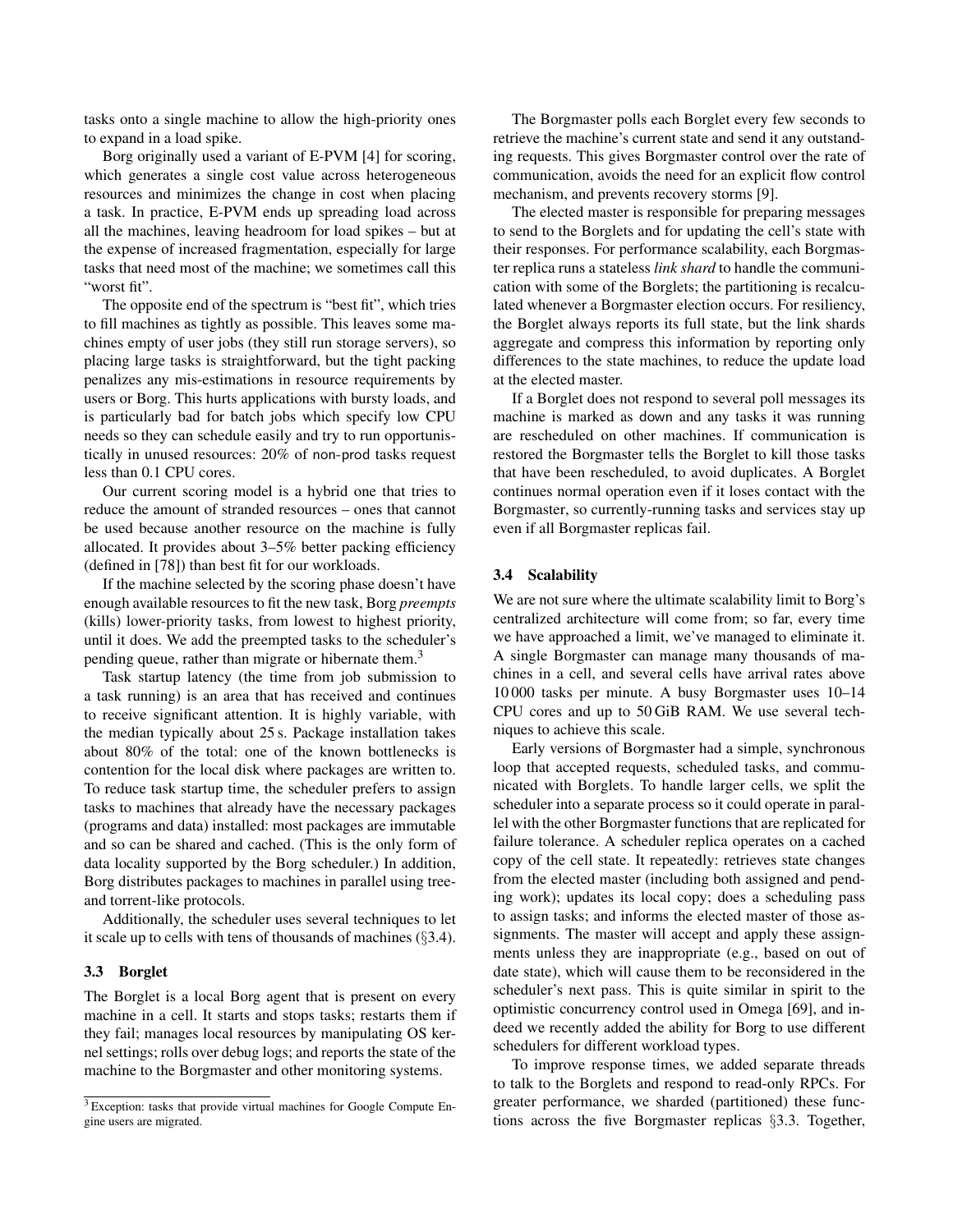tasks onto a single machine to allow the high-priority ones to expand in a load spike.

Borg originally used a variant of E-PVM [4] for scoring, which generates a single cost value across heterogeneous resources and minimizes the change in cost when placing a task. In practice, E-PVM ends up spreading load across all the machines, leaving headroom for load spikes – but at the expense of increased fragmentation, especially for large tasks that need most of the machine; we sometimes call this "worst fit".

The opposite end of the spectrum is "best fit", which tries to fill machines as tightly as possible. This leaves some machines empty of user jobs (they still run storage servers), so placing large tasks is straightforward, but the tight packing penalizes any mis-estimations in resource requirements by users or Borg. This hurts applications with bursty loads, and is particularly bad for batch jobs which specify low CPU needs so they can schedule easily and try to run opportunistically in unused resources: 20% of non-prod tasks request less than 0.1 CPU cores.

Our current scoring model is a hybrid one that tries to reduce the amount of stranded resources – ones that cannot be used because another resource on the machine is fully allocated. It provides about 3–5% better packing efficiency (defined in [78]) than best fit for our workloads.

If the machine selected by the scoring phase doesn't have enough available resources to fit the new task, Borg *preempts* (kills) lower-priority tasks, from lowest to highest priority, until it does. We add the preempted tasks to the scheduler's pending queue, rather than migrate or hibernate them.[3]

Task startup latency (the time from job submission to a task running) is an area that has received and continues to receive significant attention. It is highly variable, with the median typically about 25 s. Package installation takes about 80% of the total: one of the known bottlenecks is contention for the local disk where packages are written to. To reduce task startup time, the scheduler prefers to assign tasks to machines that already have the necessary packages (programs and data) installed: most packages are immutable and so can be shared and cached. (This is the only form of data locality supported by the Borg scheduler.) In addition, Borg distributes packages to machines in parallel using tree- and torrent-like protocols.

Additionally, the scheduler uses several techniques to let it scale up to cells with tens of thousands of machines (§3.4).

### 3.3 Borglet

The Borglet is a local Borg agent that is present on every machine in a cell. It starts and stops tasks; restarts them if they fail; manages local resources by manipulating OS kernel settings; rolls over debug logs; and reports the state of the machine to the Borgmaster and other monitoring systems.

The Borgmaster polls each Borglet every few seconds to retrieve the machine's current state and send it any outstanding requests. This gives Borgmaster control over the rate of communication, avoids the need for an explicit flow control mechanism, and prevents recovery storms [9].

The elected master is responsible for preparing messages to send to the Borglets and for updating the cell's state with their responses. For performance scalability, each Borgmaster replica runs a stateless *link shard* to handle the communication with some of the Borglets; the partitioning is recalculated whenever a Borgmaster election occurs. For resiliency, the Borglet always reports its full state, but the link shards aggregate and compress this information by reporting only differences to the state machines, to reduce the update load at the elected master.

If a Borglet does not respond to several poll messages its machine is marked as down and any tasks it was running are rescheduled on other machines. If communication is restored the Borgmaster tells the Borglet to kill those tasks that have been rescheduled, to avoid duplicates. A Borglet continues normal operation even if it loses contact with the Borgmaster, so currently-running tasks and services stay up even if all Borgmaster replicas fail.

### 3.4 Scalability

We are not sure where the ultimate scalability limit to Borg's centralized architecture will come from; so far, every time we have approached a limit, we've managed to eliminate it. A single Borgmaster can manage many thousands of machines in a cell, and several cells have arrival rates above 10 000 tasks per minute. A busy Borgmaster uses 10–14 CPU cores and up to 50 GiB RAM. We use several techniques to achieve this scale.

Early versions of Borgmaster had a simple, synchronous loop that accepted requests, scheduled tasks, and communicated with Borglets. To handle larger cells, we split the scheduler into a separate process so it could operate in parallel with the other Borgmaster functions that are replicated for failure tolerance. A scheduler replica operates on a cached copy of the cell state. It repeatedly: retrieves state changes from the elected master (including both assigned and pending work); updates its local copy; does a scheduling pass to assign tasks; and informs the elected master of those assignments. The master will accept and apply these assignments unless they are inappropriate (e.g., based on out of date state), which will cause them to be reconsidered in the scheduler's next pass. This is quite similar in spirit to the optimistic concurrency control used in Omega [69], and indeed we recently added the ability for Borg to use different schedulers for different workload types.

To improve response times, we added separate threads to talk to the Borglets and respond to read-only RPCs. For greater performance, we sharded (partitioned) these functions across the five Borgmaster replicas §3.3. Together,

[3] Exception: tasks that provide virtual machines for Google Compute Engine users are migrated.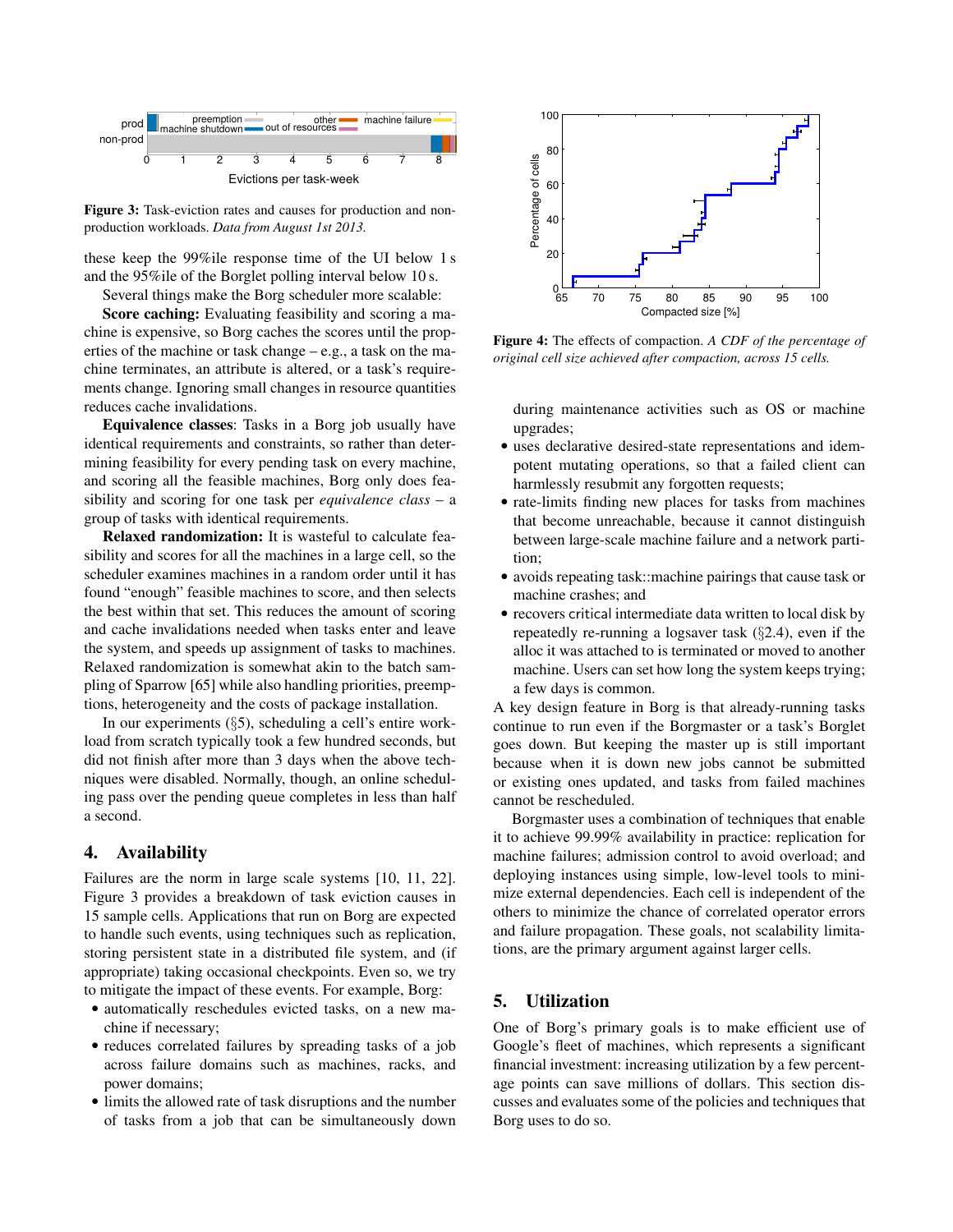Figure 3: Task-eviction rates and causes for production and non-production workloads. *Data from August 1st 2013.*

these keep the 99%ile response time of the UI below 1 s and the 95%ile of the Borglet polling interval below 10 s.

Several things make the Borg scheduler more scalable:

**Score caching:** Evaluating feasibility and scoring a machine is expensive, so Borg caches the scores until the properties of the machine or task change – e.g., a task on the machine terminates, an attribute is altered, or a task's requirements change. Ignoring small changes in resource quantities reduces cache invalidations.

**Equivalence classes**: Tasks in a Borg job usually have identical requirements and constraints, so rather than determining feasibility for every pending task on every machine, and scoring all the feasible machines, Borg only does feasibility and scoring for one task per *equivalence class* – a group of tasks with identical requirements.

**Relaxed randomization:** It is wasteful to calculate feasibility and scores for all the machines in a large cell, so the scheduler examines machines in a random order until it has found "enough" feasible machines to score, and then selects the best within that set. This reduces the amount of scoring and cache invalidations needed when tasks enter and leave the system, and speeds up assignment of tasks to machines. Relaxed randomization is somewhat akin to the batch sampling of Sparrow [65] while also handling priorities, preemptions, heterogeneity and the costs of package installation.

In our experiments (§5), scheduling a cell's entire workload from scratch typically took a few hundred seconds, but did not finish after more than 3 days when the above techniques were disabled. Normally, though, an online scheduling pass over the pending queue completes in less than half a second.

## 4. Availability

Failures are the norm in large scale systems [10, 11, 22]. Figure 3 provides a breakdown of task eviction causes in 15 sample cells. Applications that run on Borg are expected to handle such events, using techniques such as replication, storing persistent state in a distributed file system, and (if appropriate) taking occasional checkpoints. Even so, we try to mitigate the impact of these events. For example, Borg:

- automatically reschedules evicted tasks, on a new machine if necessary;
- reduces correlated failures by spreading tasks of a job across failure domains such as machines, racks, and power domains;
- limits the allowed rate of task disruptions and the number of tasks from a job that can be simultaneously down during maintenance activities such as OS or machine upgrades;
- uses declarative desired-state representations and idempotent mutating operations, so that a failed client can harmlessly resubmit any forgotten requests;
- rate-limits finding new places for tasks from machines that become unreachable, because it cannot distinguish between large-scale machine failure and a network partition;
- avoids repeating task::machine pairings that cause task or machine crashes; and
- recovers critical intermediate data written to local disk by repeatedly re-running a logsaver task (§2.4), even if the alloc it was attached to is terminated or moved to another machine. Users can set how long the system keeps trying; a few days is common.

Figure 4: The effects of compaction. *A CDF of the percentage of original cell size achieved after compaction, across 15 cells.*

A key design feature in Borg is that already-running tasks continue to run even if the Borgmaster or a task's Borglet goes down. But keeping the master up is still important because when it is down new jobs cannot be submitted or existing ones updated, and tasks from failed machines cannot be rescheduled.

Borgmaster uses a combination of techniques that enable it to achieve 99.99% availability in practice: replication for machine failures; admission control to avoid overload; and deploying instances using simple, low-level tools to minimize external dependencies. Each cell is independent of the others to minimize the chance of correlated operator errors and failure propagation. These goals, not scalability limitations, are the primary argument against larger cells.

## 5. Utilization

One of Borg's primary goals is to make efficient use of Google's fleet of machines, which represents a significant financial investment: increasing utilization by a few percentage points can save millions of dollars. This section discusses and evaluates some of the policies and techniques that Borg uses to do so.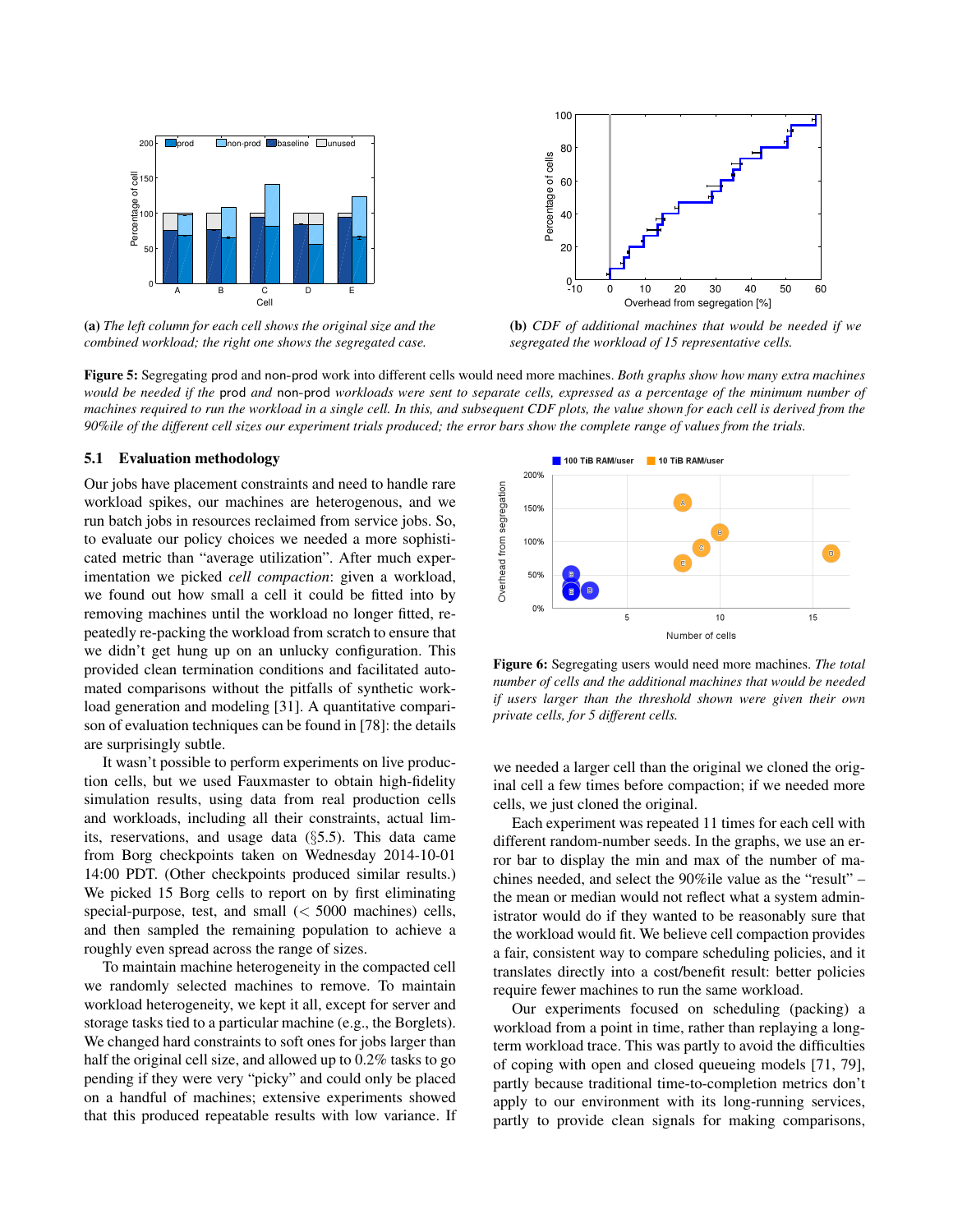(a) *The left column for each cell shows the original size and the combined workload; the right one shows the segregated case.*

(b) *CDF of additional machines that would be needed if we segregated the workload of 15 representative cells.*

**Figure 5:** Segregating prod and non-prod work into different cells would need more machines. *Both graphs show how many extra machines would be needed if the* prod *and* non-prod *workloads were sent to separate cells, expressed as a percentage of the minimum number of machines required to run the workload in a single cell. In this, and subsequent CDF plots, the value shown for each cell is derived from the 90%ile of the different cell sizes our experiment trials produced; the error bars show the complete range of values from the trials.*

**Figure 6:** Segregating users would need more machines. *The total number of cells and the additional machines that would be needed if users larger than the threshold shown were given their own private cells, for 5 different cells.*

### 5.1 Evaluation methodology

Our jobs have placement constraints and need to handle rare workload spikes, our machines are heterogenous, and we run batch jobs in resources reclaimed from service jobs. So, to evaluate our policy choices we needed a more sophisticated metric than "average utilization". After much experimentation we picked *cell compaction*: given a workload, we found out how small a cell it could be fitted into by removing machines until the workload no longer fitted, repeatedly re-packing the workload from scratch to ensure that we didn't get hung up on an unlucky configuration. This provided clean termination conditions and facilitated automated comparisons without the pitfalls of synthetic workload generation and modeling [31]. A quantitative comparison of evaluation techniques can be found in [78]: the details are surprisingly subtle.

It wasn't possible to perform experiments on live production cells, but we used Fauxmaster to obtain high-fidelity simulation results, using data from real production cells and workloads, including all their constraints, actual limits, reservations, and usage data (§5.5). This data came from Borg checkpoints taken on Wednesday 2014-10-01 14:00 PDT. (Other checkpoints produced similar results.) We picked 15 Borg cells to report on by first eliminating special-purpose, test, and small (< 5000 machines) cells, and then sampled the remaining population to achieve a roughly even spread across the range of sizes.

To maintain machine heterogeneity in the compacted cell we randomly selected machines to remove. To maintain workload heterogeneity, we kept it all, except for server and storage tasks tied to a particular machine (e.g., the Borglets). We changed hard constraints to soft ones for jobs larger than half the original cell size, and allowed up to 0.2% tasks to go pending if they were very "picky" and could only be placed on a handful of machines; extensive experiments showed that this produced repeatable results with low variance. If we needed a larger cell than the original we cloned the original cell a few times before compaction; if we needed more cells, we just cloned the original.

Each experiment was repeated 11 times for each cell with different random-number seeds. In the graphs, we use an error bar to display the min and max of the number of machines needed, and select the 90%ile value as the "result" – the mean or median would not reflect what a system administrator would do if they wanted to be reasonably sure that the workload would fit. We believe cell compaction provides a fair, consistent way to compare scheduling policies, and it translates directly into a cost/benefit result: better policies require fewer machines to run the same workload.

Our experiments focused on scheduling (packing) a workload from a point in time, rather than replaying a long-term workload trace. This was partly to avoid the difficulties of coping with open and closed queueing models [71, 79], partly because traditional time-to-completion metrics don't apply to our environment with its long-running services, partly to provide clean signals for making comparisons,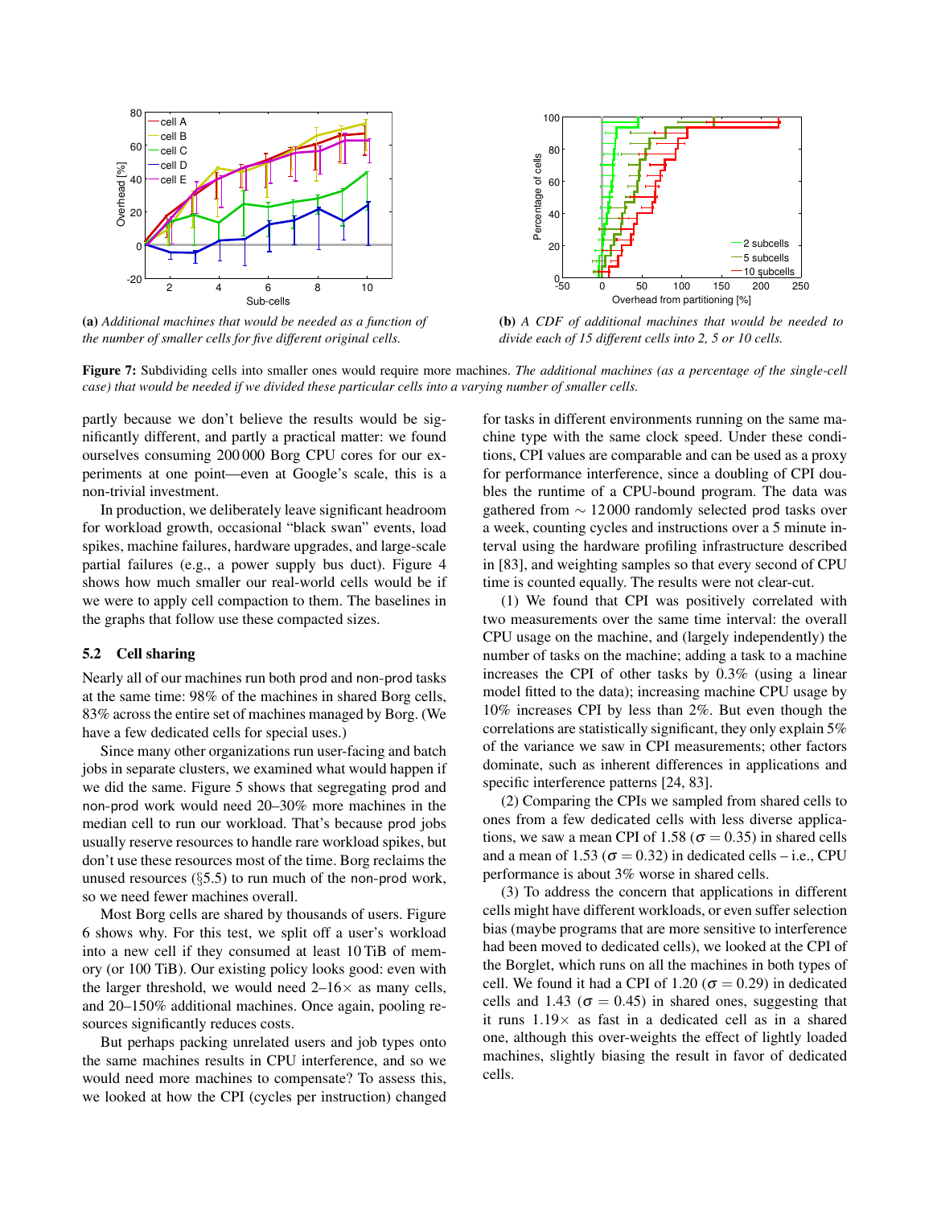(a) *Additional machines that would be needed as a function of the number of smaller cells for five different original cells.*

(b) *A CDF of additional machines that would be needed to divide each of 15 different cells into 2, 5 or 10 cells.*

**Figure 7:** Subdividing cells into smaller ones would require more machines. *The additional machines (as a percentage of the single-cell case) that would be needed if we divided these particular cells into a varying number of smaller cells.*

partly because we don't believe the results would be significantly different, and partly a practical matter: we found ourselves consuming 200 000 Borg CPU cores for our experiments at one point—even at Google's scale, this is a non-trivial investment.

In production, we deliberately leave significant headroom for workload growth, occasional "black swan" events, load spikes, machine failures, hardware upgrades, and large-scale partial failures (e.g., a power supply bus duct). Figure 4 shows how much smaller our real-world cells would be if we were to apply cell compaction to them. The baselines in the graphs that follow use these compacted sizes.

### 5.2 Cell sharing

Nearly all of our machines run both prod and non-prod tasks at the same time: 98% of the machines in shared Borg cells, 83% across the entire set of machines managed by Borg. (We have a few dedicated cells for special uses.)

Since many other organizations run user-facing and batch jobs in separate clusters, we examined what would happen if we did the same. Figure 5 shows that segregating prod and non-prod work would need 20–30% more machines in the median cell to run our workload. That's because prod jobs usually reserve resources to handle rare workload spikes, but don't use these resources most of the time. Borg reclaims the unused resources (§5.5) to run much of the non-prod work, so we need fewer machines overall.

Most Borg cells are shared by thousands of users. Figure 6 shows why. For this test, we split off a user's workload into a new cell if they consumed at least 10 TiB of memory (or 100 TiB). Our existing policy looks good: even with the larger threshold, we would need 2–16× as many cells, and 20–150% additional machines. Once again, pooling resources significantly reduces costs.

But perhaps packing unrelated users and job types onto the same machines results in CPU interference, and so we would need more machines to compensate? To assess this, we looked at how the CPI (cycles per instruction) changed for tasks in different environments running on the same machine type with the same clock speed. Under these conditions, CPI values are comparable and can be used as a proxy for performance interference, since a doubling of CPI doubles the runtime of a CPU-bound program. The data was gathered from ∼ 12 000 randomly selected prod tasks over a week, counting cycles and instructions over a 5 minute interval using the hardware profiling infrastructure described in [83], and weighting samples so that every second of CPU time is counted equally. The results were not clear-cut.

(1) We found that CPI was positively correlated with two measurements over the same time interval: the overall CPU usage on the machine, and (largely independently) the number of tasks on the machine; adding a task to a machine increases the CPI of other tasks by 0.3% (using a linear model fitted to the data); increasing machine CPU usage by 10% increases CPI by less than 2%. But even though the correlations are statistically significant, they only explain 5% of the variance we saw in CPI measurements; other factors dominate, such as inherent differences in applications and specific interference patterns [24, 83].

(2) Comparing the CPIs we sampled from shared cells to ones from a few dedicated cells with less diverse applications, we saw a mean CPI of 1.58 ($\sigma = 0.35$) in shared cells and a mean of 1.53 ($\sigma = 0.32$) in dedicated cells – i.e., CPU performance is about 3% worse in shared cells.

(3) To address the concern that applications in different cells might have different workloads, or even suffer selection bias (maybe programs that are more sensitive to interference had been moved to dedicated cells), we looked at the CPI of the Borglet, which runs on all the machines in both types of cell. We found it had a CPI of 1.20 ($\sigma = 0.29$) in dedicated cells and 1.43 ($\sigma = 0.45$) in shared ones, suggesting that it runs 1.19× as fast in a dedicated cell as in a shared one, although this over-weights the effect of lightly loaded machines, slightly biasing the result in favor of dedicated cells.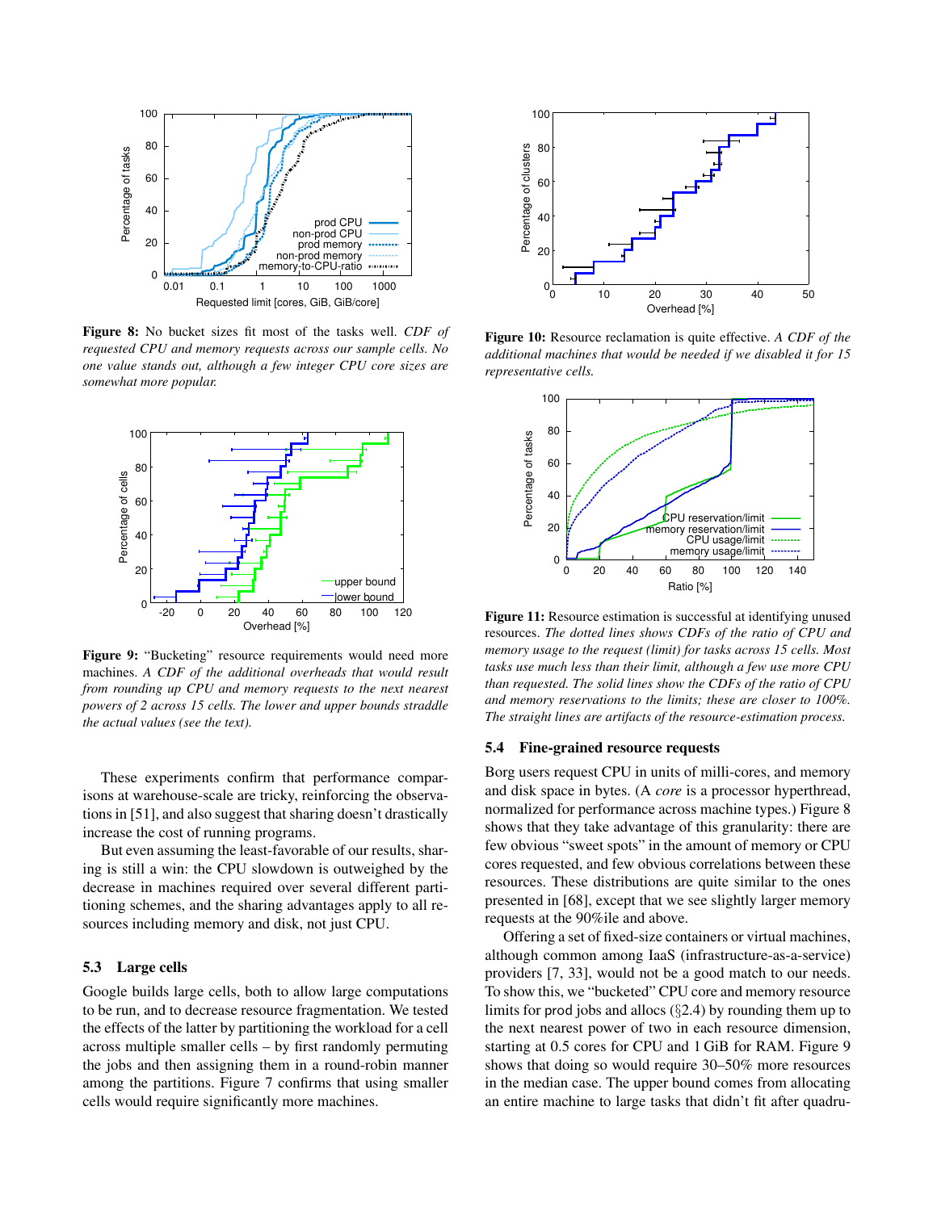**Figure 8:** No bucket sizes fit most of the tasks well. *CDF of requested CPU and memory requests across our sample cells. No one value stands out, although a few integer CPU core sizes are somewhat more popular.*

**Figure 9:** "Bucketing" resource requirements would need more machines. *A CDF of the additional overheads that would result from rounding up CPU and memory requests to the next nearest powers of 2 across 15 cells. The lower and upper bounds straddle the actual values (see the text).*

These experiments confirm that performance comparisons at warehouse-scale are tricky, reinforcing the observations in [51], and also suggest that sharing doesn't drastically increase the cost of running programs.

But even assuming the least-favorable of our results, sharing is still a win: the CPU slowdown is outweighed by the decrease in machines required over several different partitioning schemes, and the sharing advantages apply to all resources including memory and disk, not just CPU.

### 5.3 Large cells

Google builds large cells, both to allow large computations to be run, and to decrease resource fragmentation. We tested the effects of the latter by partitioning the workload for a cell across multiple smaller cells – by first randomly permuting the jobs and then assigning them in a round-robin manner among the partitions. Figure 7 confirms that using smaller cells would require significantly more machines.

**Figure 10:** Resource reclamation is quite effective. *A CDF of the additional machines that would be needed if we disabled it for 15 representative cells.*

**Figure 11:** Resource estimation is successful at identifying unused resources. *The dotted lines shows CDFs of the ratio of CPU and memory usage to the request (limit) for tasks across 15 cells. Most tasks use much less than their limit, although a few use more CPU than requested. The solid lines show the CDFs of the ratio of CPU and memory reservations to the limits; these are closer to 100%. The straight lines are artifacts of the resource-estimation process.*

### 5.4 Fine-grained resource requests

Borg users request CPU in units of milli-cores, and memory and disk space in bytes. (A *core* is a processor hyperthread, normalized for performance across machine types.) Figure 8 shows that they take advantage of this granularity: there are few obvious "sweet spots" in the amount of memory or CPU cores requested, and few obvious correlations between these resources. These distributions are quite similar to the ones presented in [68], except that we see slightly larger memory requests at the 90%ile and above.

Offering a set of fixed-size containers or virtual machines, although common among IaaS (infrastructure-as-a-service) providers [7, 33], would not be a good match to our needs. To show this, we "bucketed" CPU core and memory resource limits for prod jobs and allocs (§2.4) by rounding them up to the next nearest power of two in each resource dimension, starting at 0.5 cores for CPU and 1 GiB for RAM. Figure 9 shows that doing so would require 30–50% more resources in the median case. The upper bound comes from allocating an entire machine to large tasks that didn't fit after quadru-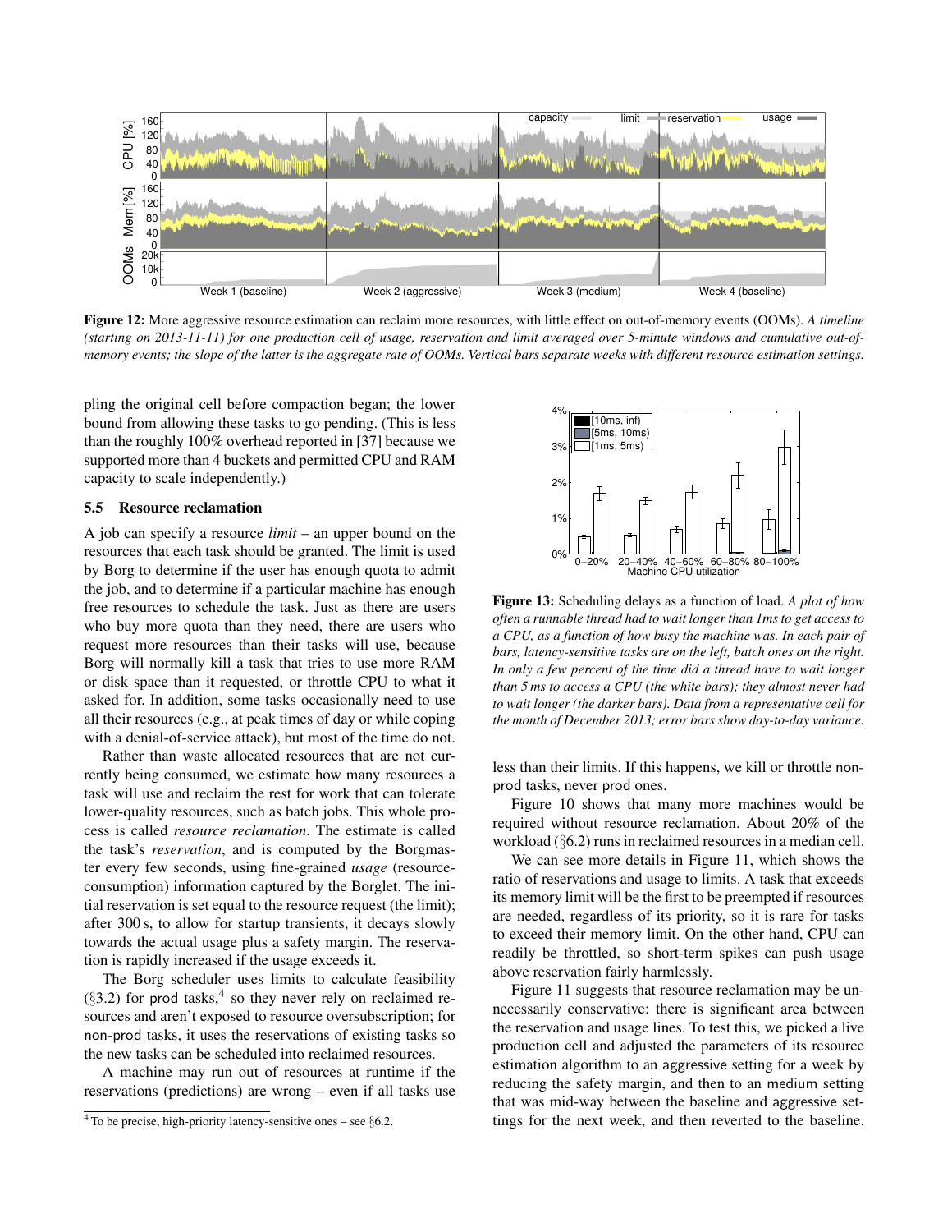**Figure 12:** More aggressive resource estimation can reclaim more resources, with little effect on out-of-memory events (OOMs). *A timeline (starting on 2013-11-11) for one production cell of usage, reservation and limit averaged over 5-minute windows and cumulative out-of-memory events; the slope of the latter is the aggregate rate of OOMs. Vertical bars separate weeks with different resource estimation settings.*

pling the original cell before compaction began; the lower bound from allowing these tasks to go pending. (This is less than the roughly 100% overhead reported in [37] because we supported more than 4 buckets and permitted CPU and RAM capacity to scale independently.)

### 5.5 Resource reclamation

A job can specify a resource *limit* – an upper bound on the resources that each task should be granted. The limit is used by Borg to determine if the user has enough quota to admit the job, and to determine if a particular machine has enough free resources to schedule the task. Just as there are users who buy more quota than they need, there are users who request more resources than their tasks will use, because Borg will normally kill a task that tries to use more RAM or disk space than it requested, or throttle CPU to what it asked for. In addition, some tasks occasionally need to use all their resources (e.g., at peak times of day or while coping with a denial-of-service attack), but most of the time do not.

Rather than waste allocated resources that are not currently being consumed, we estimate how many resources a task will use and reclaim the rest for work that can tolerate lower-quality resources, such as batch jobs. This whole process is called *resource reclamation*. The estimate is called the task's *reservation*, and is computed by the Borgmaster every few seconds, using fine-grained *usage* (resource-consumption) information captured by the Borglet. The initial reservation is set equal to the resource request (the limit); after 300 s, to allow for startup transients, it decays slowly towards the actual usage plus a safety margin. The reservation is rapidly increased if the usage exceeds it.

The Borg scheduler uses limits to calculate feasibility (§3.2) for prod tasks,[4] so they never rely on reclaimed resources and aren't exposed to resource oversubscription; for non-prod tasks, it uses the reservations of existing tasks so the new tasks can be scheduled into reclaimed resources.

A machine may run out of resources at runtime if the reservations (predictions) are wrong – even if all tasks use less than their limits. If this happens, we kill or throttle non-prod tasks, never prod ones.

[4] To be precise, high-priority latency-sensitive ones – see §6.2.

**Figure 13:** Scheduling delays as a function of load. *A plot of how often a runnable thread had to wait longer than 1ms to get access to a CPU, as a function of how busy the machine was. In each pair of bars, latency-sensitive tasks are on the left, batch ones on the right. In only a few percent of the time did a thread have to wait longer than 5 ms to access a CPU (the white bars); they almost never had to wait longer (the darker bars). Data from a representative cell for the month of December 2013; error bars show day-to-day variance.*

Figure 10 shows that many more machines would be required without resource reclamation. About 20% of the workload (§6.2) runs in reclaimed resources in a median cell.

We can see more details in Figure 11, which shows the ratio of reservations and usage to limits. A task that exceeds its memory limit will be the first to be preempted if resources are needed, regardless of its priority, so it is rare for tasks to exceed their memory limit. On the other hand, CPU can readily be throttled, so short-term spikes can push usage above reservation fairly harmlessly.

Figure 11 suggests that resource reclamation may be unnecessarily conservative: there is significant area between the reservation and usage lines. To test this, we picked a live production cell and adjusted the parameters of its resource estimation algorithm to an aggressive setting for a week by reducing the safety margin, and then to an medium setting that was mid-way between the baseline and aggressive settings for the next week, and then reverted to the baseline.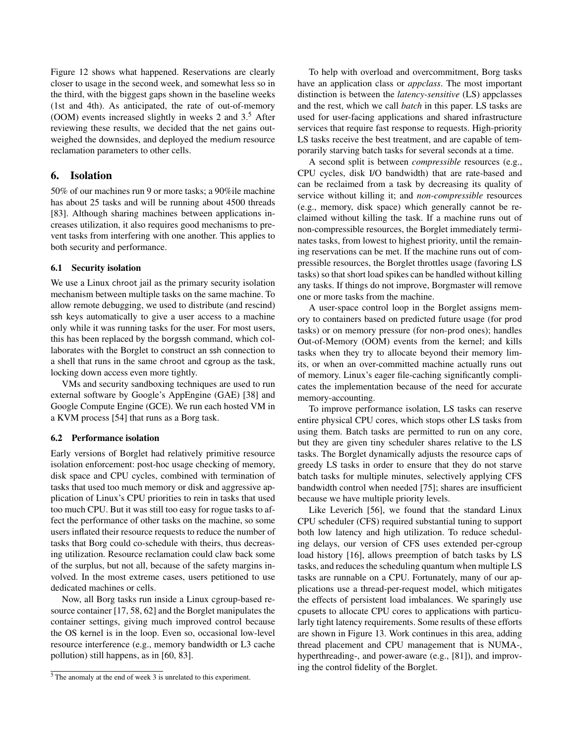Figure 12 shows what happened. Reservations are clearly closer to usage in the second week, and somewhat less so in the third, with the biggest gaps shown in the baseline weeks (1st and 4th). As anticipated, the rate of out-of-memory (OOM) events increased slightly in weeks 2 and 3.[5] After reviewing these results, we decided that the net gains outweighed the downsides, and deployed the medium resource reclamation parameters to other cells.

## 6. Isolation

50% of our machines run 9 or more tasks; a 90%ile machine has about 25 tasks and will be running about 4500 threads [83]. Although sharing machines between applications increases utilization, it also requires good mechanisms to prevent tasks from interfering with one another. This applies to both security and performance.

### 6.1 Security isolation

We use a Linux chroot jail as the primary security isolation mechanism between multiple tasks on the same machine. To allow remote debugging, we used to distribute (and rescind) ssh keys automatically to give a user access to a machine only while it was running tasks for the user. For most users, this has been replaced by the borgssh command, which collaborates with the Borglet to construct an ssh connection to a shell that runs in the same chroot and cgroup as the task, locking down access even more tightly.

VMs and security sandboxing techniques are used to run external software by Google's AppEngine (GAE) [38] and Google Compute Engine (GCE). We run each hosted VM in a KVM process [54] that runs as a Borg task.

### 6.2 Performance isolation

Early versions of Borglet had relatively primitive resource isolation enforcement: post-hoc usage checking of memory, disk space and CPU cycles, combined with termination of tasks that used too much memory or disk and aggressive application of Linux's CPU priorities to rein in tasks that used too much CPU. But it was still too easy for rogue tasks to affect the performance of other tasks on the machine, so some users inflated their resource requests to reduce the number of tasks that Borg could co-schedule with theirs, thus decreasing utilization. Resource reclamation could claw back some of the surplus, but not all, because of the safety margins involved. In the most extreme cases, users petitioned to use dedicated machines or cells.

Now, all Borg tasks run inside a Linux cgroup-based resource container [17, 58, 62] and the Borglet manipulates the container settings, giving much improved control because the OS kernel is in the loop. Even so, occasional low-level resource interference (e.g., memory bandwidth or L3 cache pollution) still happens, as in [60, 83].

To help with overload and overcommitment, Borg tasks have an application class or *appclass*. The most important distinction is between the *latency-sensitive* (LS) appclasses and the rest, which we call *batch* in this paper. LS tasks are used for user-facing applications and shared infrastructure services that require fast response to requests. High-priority LS tasks receive the best treatment, and are capable of temporarily starving batch tasks for several seconds at a time.

A second split is between *compressible* resources (e.g., CPU cycles, disk I/O bandwidth) that are rate-based and can be reclaimed from a task by decreasing its quality of service without killing it; and *non-compressible* resources (e.g., memory, disk space) which generally cannot be reclaimed without killing the task. If a machine runs out of non-compressible resources, the Borglet immediately terminates tasks, from lowest to highest priority, until the remaining reservations can be met. If the machine runs out of compressible resources, the Borglet throttles usage (favoring LS tasks) so that short load spikes can be handled without killing any tasks. If things do not improve, Borgmaster will remove one or more tasks from the machine.

A user-space control loop in the Borglet assigns memory to containers based on predicted future usage (for prod tasks) or on memory pressure (for non-prod ones); handles Out-of-Memory (OOM) events from the kernel; and kills tasks when they try to allocate beyond their memory limits, or when an over-committed machine actually runs out of memory. Linux's eager file-caching significantly complicates the implementation because of the need for accurate memory-accounting.

To improve performance isolation, LS tasks can reserve entire physical CPU cores, which stops other LS tasks from using them. Batch tasks are permitted to run on any core, but they are given tiny scheduler shares relative to the LS tasks. The Borglet dynamically adjusts the resource caps of greedy LS tasks in order to ensure that they do not starve batch tasks for multiple minutes, selectively applying CFS bandwidth control when needed [75]; shares are insufficient because we have multiple priority levels.

Like Leverich [56], we found that the standard Linux CPU scheduler (CFS) required substantial tuning to support both low latency and high utilization. To reduce scheduling delays, our version of CFS uses extended per-cgroup load history [16], allows preemption of batch tasks by LS tasks, and reduces the scheduling quantum when multiple LS tasks are runnable on a CPU. Fortunately, many of our applications use a thread-per-request model, which mitigates the effects of persistent load imbalances. We sparingly use cpusets to allocate CPU cores to applications with particularly tight latency requirements. Some results of these efforts are shown in Figure 13. Work continues in this area, adding thread placement and CPU management that is NUMA-, hyperthreading-, and power-aware (e.g., [81]), and improving the control fidelity of the Borglet.

[5] The anomaly at the end of week 3 is unrelated to this experiment.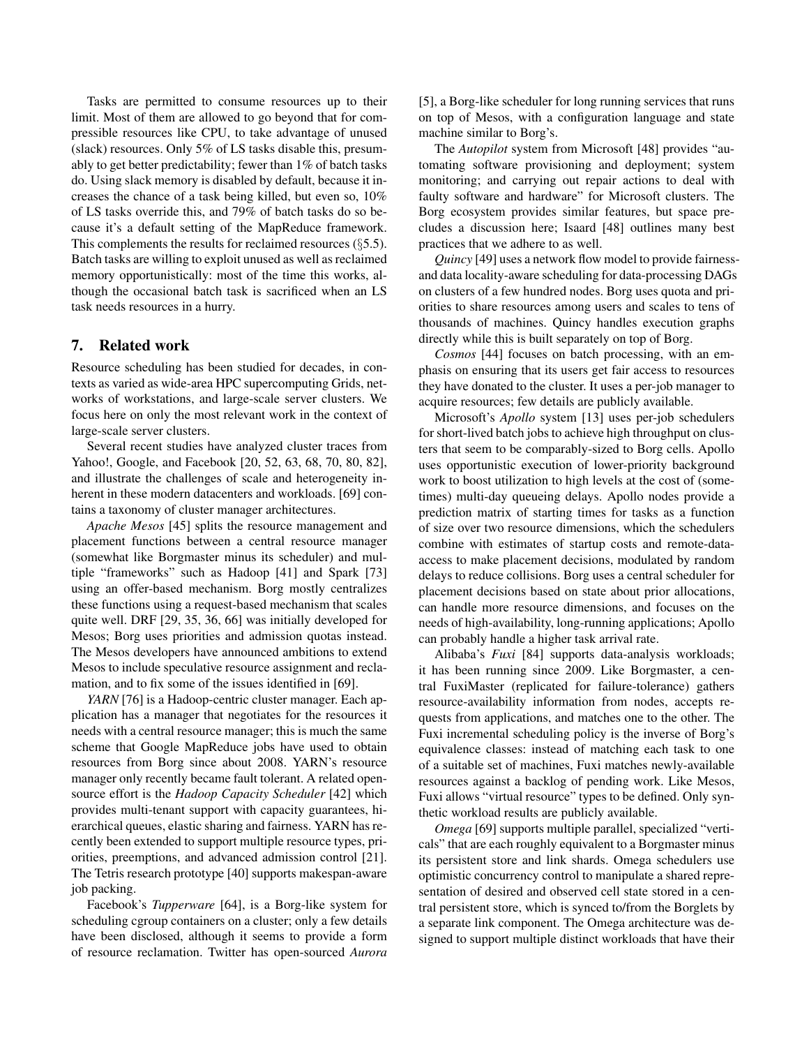Tasks are permitted to consume resources up to their limit. Most of them are allowed to go beyond that for compressible resources like CPU, to take advantage of unused (slack) resources. Only 5% of LS tasks disable this, presumably to get better predictability; fewer than 1% of batch tasks do. Using slack memory is disabled by default, because it increases the chance of a task being killed, but even so, 10% of LS tasks override this, and 79% of batch tasks do so because it's a default setting of the MapReduce framework. This complements the results for reclaimed resources (§5.5). Batch tasks are willing to exploit unused as well as reclaimed memory opportunistically: most of the time this works, although the occasional batch task is sacrificed when an LS task needs resources in a hurry.

## 7. Related work

Resource scheduling has been studied for decades, in contexts as varied as wide-area HPC supercomputing Grids, networks of workstations, and large-scale server clusters. We focus here on only the most relevant work in the context of large-scale server clusters.

Several recent studies have analyzed cluster traces from Yahoo!, Google, and Facebook [20, 52, 63, 68, 70, 80, 82], and illustrate the challenges of scale and heterogeneity inherent in these modern datacenters and workloads. [69] contains a taxonomy of cluster manager architectures.

*Apache Mesos* [45] splits the resource management and placement functions between a central resource manager (somewhat like Borgmaster minus its scheduler) and multiple "frameworks" such as Hadoop [41] and Spark [73] using an offer-based mechanism. Borg mostly centralizes these functions using a request-based mechanism that scales quite well. DRF [29, 35, 36, 66] was initially developed for Mesos; Borg uses priorities and admission quotas instead. The Mesos developers have announced ambitions to extend Mesos to include speculative resource assignment and reclamation, and to fix some of the issues identified in [69].

*YARN* [76] is a Hadoop-centric cluster manager. Each application has a manager that negotiates for the resources it needs with a central resource manager; this is much the same scheme that Google MapReduce jobs have used to obtain resources from Borg since about 2008. YARN's resource manager only recently became fault tolerant. A related open-source effort is the *Hadoop Capacity Scheduler* [42] which provides multi-tenant support with capacity guarantees, hierarchical queues, elastic sharing and fairness. YARN has recently been extended to support multiple resource types, priorities, preemptions, and advanced admission control [21]. The Tetris research prototype [40] supports makespan-aware job packing.

Facebook's *Tupperware* [64], is a Borg-like system for scheduling cgroup containers on a cluster; only a few details have been disclosed, although it seems to provide a form of resource reclamation. Twitter has open-sourced *Aurora* [5], a Borg-like scheduler for long running services that runs on top of Mesos, with a configuration language and state machine similar to Borg's.

The *Autopilot* system from Microsoft [48] provides "automating software provisioning and deployment; system monitoring; and carrying out repair actions to deal with faulty software and hardware" for Microsoft clusters. The Borg ecosystem provides similar features, but space precludes a discussion here; Isaard [48] outlines many best practices that we adhere to as well.

*Quincy* [49] uses a network flow model to provide fairness- and data locality-aware scheduling for data-processing DAGs on clusters of a few hundred nodes. Borg uses quota and priorities to share resources among users and scales to tens of thousands of machines. Quincy handles execution graphs directly while this is built separately on top of Borg.

*Cosmos* [44] focuses on batch processing, with an emphasis on ensuring that its users get fair access to resources they have donated to the cluster. It uses a per-job manager to acquire resources; few details are publicly available.

Microsoft's *Apollo* system [13] uses per-job schedulers for short-lived batch jobs to achieve high throughput on clusters that seem to be comparably-sized to Borg cells. Apollo uses opportunistic execution of lower-priority background work to boost utilization to high levels at the cost of (sometimes) multi-day queueing delays. Apollo nodes provide a prediction matrix of starting times for tasks as a function of size over two resource dimensions, which the schedulers combine with estimates of startup costs and remote-data-access to make placement decisions, modulated by random delays to reduce collisions. Borg uses a central scheduler for placement decisions based on state about prior allocations, can handle more resource dimensions, and focuses on the needs of high-availability, long-running applications; Apollo can probably handle a higher task arrival rate.

Alibaba's *Fuxi* [84] supports data-analysis workloads; it has been running since 2009. Like Borgmaster, a central FuxiMaster (replicated for failure-tolerance) gathers resource-availability information from nodes, accepts requests from applications, and matches one to the other. The Fuxi incremental scheduling policy is the inverse of Borg's equivalence classes: instead of matching each task to one of a suitable set of machines, Fuxi matches newly-available resources against a backlog of pending work. Like Mesos, Fuxi allows "virtual resource" types to be defined. Only synthetic workload results are publicly available.

*Omega* [69] supports multiple parallel, specialized "verticals" that are each roughly equivalent to a Borgmaster minus its persistent store and link shards. Omega schedulers use optimistic concurrency control to manipulate a shared representation of desired and observed cell state stored in a central persistent store, which is synced to/from the Borglets by a separate link component. The Omega architecture was designed to support multiple distinct workloads that have their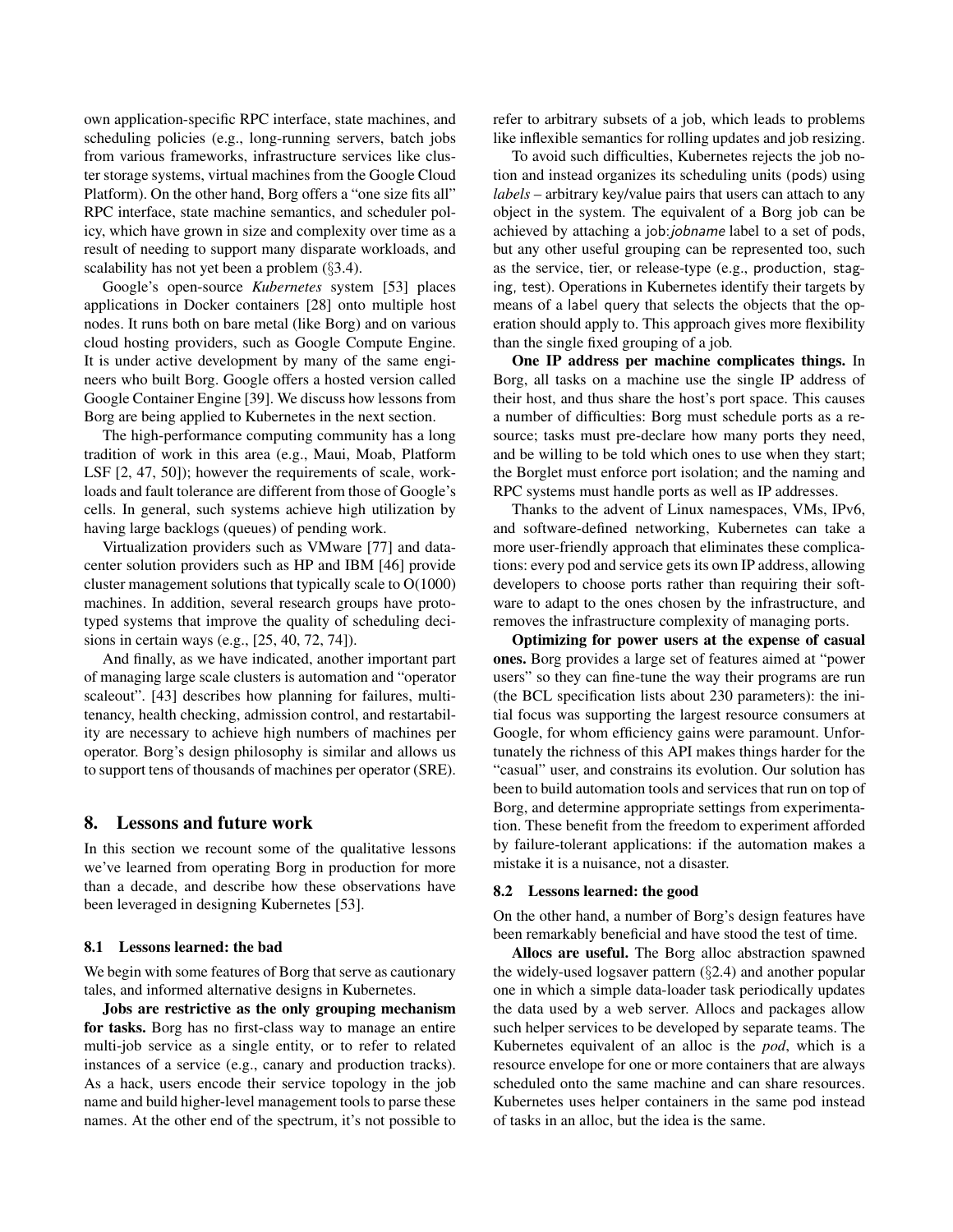own application-specific RPC interface, state machines, and scheduling policies (e.g., long-running servers, batch jobs from various frameworks, infrastructure services like cluster storage systems, virtual machines from the Google Cloud Platform). On the other hand, Borg offers a "one size fits all" RPC interface, state machine semantics, and scheduler policy, which have grown in size and complexity over time as a result of needing to support many disparate workloads, and scalability has not yet been a problem (§3.4).

Google's open-source *Kubernetes* system [53] places applications in Docker containers [28] onto multiple host nodes. It runs both on bare metal (like Borg) and on various cloud hosting providers, such as Google Compute Engine. It is under active development by many of the same engineers who built Borg. Google offers a hosted version called Google Container Engine [39]. We discuss how lessons from Borg are being applied to Kubernetes in the next section.

The high-performance computing community has a long tradition of work in this area (e.g., Maui, Moab, Platform LSF [2, 47, 50]); however the requirements of scale, workloads and fault tolerance are different from those of Google's cells. In general, such systems achieve high utilization by having large backlogs (queues) of pending work.

Virtualization providers such as VMware [77] and datacenter solution providers such as HP and IBM [46] provide cluster management solutions that typically scale to O(1000) machines. In addition, several research groups have prototyped systems that improve the quality of scheduling decisions in certain ways (e.g., [25, 40, 72, 74]).

And finally, as we have indicated, another important part of managing large scale clusters is automation and "operator scaleout". [43] describes how planning for failures, multi-tenancy, health checking, admission control, and restartability are necessary to achieve high numbers of machines per operator. Borg's design philosophy is similar and allows us to support tens of thousands of machines per operator (SRE).

## 8. Lessons and future work

In this section we recount some of the qualitative lessons we've learned from operating Borg in production for more than a decade, and describe how these observations have been leveraged in designing Kubernetes [53].

### 8.1 Lessons learned: the bad

We begin with some features of Borg that serve as cautionary tales, and informed alternative designs in Kubernetes.

**Jobs are restrictive as the only grouping mechanism for tasks.** Borg has no first-class way to manage an entire multi-job service as a single entity, or to refer to related instances of a service (e.g., canary and production tracks). As a hack, users encode their service topology in the job name and build higher-level management tools to parse these names. At the other end of the spectrum, it's not possible to refer to arbitrary subsets of a job, which leads to problems like inflexible semantics for rolling updates and job resizing.

To avoid such difficulties, Kubernetes rejects the job notion and instead organizes its scheduling units (pods) using *labels* – arbitrary key/value pairs that users can attach to any object in the system. The equivalent of a Borg job can be achieved by attaching a job:*jobname* label to a set of pods, but any other useful grouping can be represented too, such as the service, tier, or release-type (e.g., production, staging, test). Operations in Kubernetes identify their targets by means of a label query that selects the objects that the operation should apply to. This approach gives more flexibility than the single fixed grouping of a job.

**One IP address per machine complicates things.** In Borg, all tasks on a machine use the single IP address of their host, and thus share the host's port space. This causes a number of difficulties: Borg must schedule ports as a resource; tasks must pre-declare how many ports they need, and be willing to be told which ones to use when they start; the Borglet must enforce port isolation; and the naming and RPC systems must handle ports as well as IP addresses.

Thanks to the advent of Linux namespaces, VMs, IPv6, and software-defined networking, Kubernetes can take a more user-friendly approach that eliminates these complications: every pod and service gets its own IP address, allowing developers to choose ports rather than requiring their software to adapt to the ones chosen by the infrastructure, and removes the infrastructure complexity of managing ports.

**Optimizing for power users at the expense of casual ones.** Borg provides a large set of features aimed at "power users" so they can fine-tune the way their programs are run (the BCL specification lists about 230 parameters): the initial focus was supporting the largest resource consumers at Google, for whom efficiency gains were paramount. Unfortunately the richness of this API makes things harder for the "casual" user, and constrains its evolution. Our solution has been to build automation tools and services that run on top of Borg, and determine appropriate settings from experimentation. These benefit from the freedom to experiment afforded by failure-tolerant applications: if the automation makes a mistake it is a nuisance, not a disaster.

### 8.2 Lessons learned: the good

On the other hand, a number of Borg's design features have been remarkably beneficial and have stood the test of time.

**Allocs are useful.** The Borg alloc abstraction spawned the widely-used logsaver pattern (§2.4) and another popular one in which a simple data-loader task periodically updates the data used by a web server. Allocs and packages allow such helper services to be developed by separate teams. The Kubernetes equivalent of an alloc is the *pod*, which is a resource envelope for one or more containers that are always scheduled onto the same machine and can share resources. Kubernetes uses helper containers in the same pod instead of tasks in an alloc, but the idea is the same.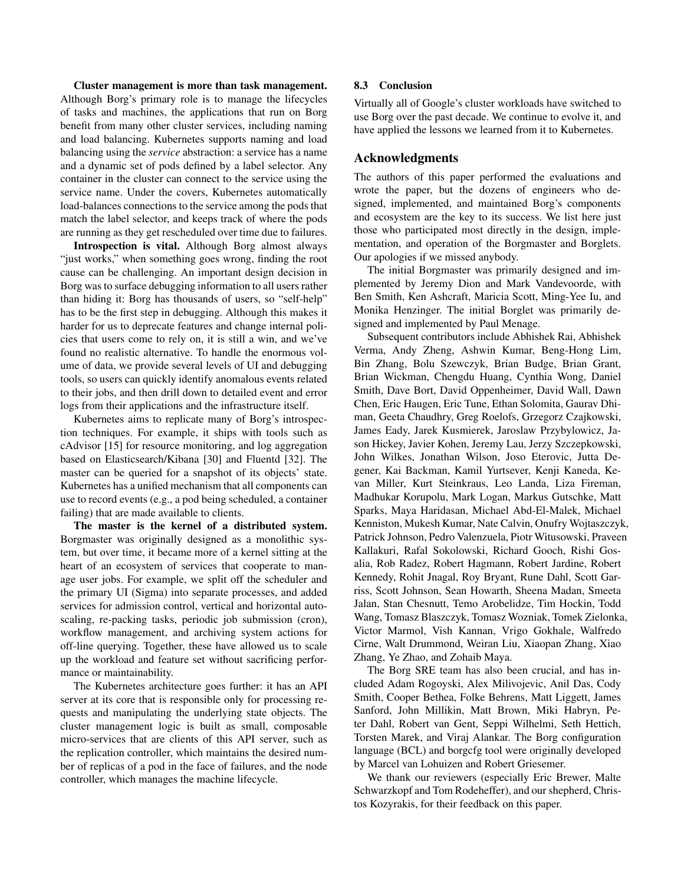**Cluster management is more than task management.** Although Borg's primary role is to manage the lifecycles of tasks and machines, the applications that run on Borg benefit from many other cluster services, including naming and load balancing. Kubernetes supports naming and load balancing using the *service* abstraction: a service has a name and a dynamic set of pods defined by a label selector. Any container in the cluster can connect to the service using the service name. Under the covers, Kubernetes automatically load-balances connections to the service among the pods that match the label selector, and keeps track of where the pods are running as they get rescheduled over time due to failures.

**Introspection is vital.** Although Borg almost always "just works," when something goes wrong, finding the root cause can be challenging. An important design decision in Borg was to surface debugging information to all users rather than hiding it: Borg has thousands of users, so "self-help" has to be the first step in debugging. Although this makes it harder for us to deprecate features and change internal policies that users come to rely on, it is still a win, and we've found no realistic alternative. To handle the enormous volume of data, we provide several levels of UI and debugging tools, so users can quickly identify anomalous events related to their jobs, and then drill down to detailed event and error logs from their applications and the infrastructure itself.

Kubernetes aims to replicate many of Borg's introspection techniques. For example, it ships with tools such as cAdvisor [15] for resource monitoring, and log aggregation based on Elasticsearch/Kibana [30] and Fluentd [32]. The master can be queried for a snapshot of its objects' state. Kubernetes has a unified mechanism that all components can use to record events (e.g., a pod being scheduled, a container failing) that are made available to clients.

**The master is the kernel of a distributed system.** Borgmaster was originally designed as a monolithic system, but over time, it became more of a kernel sitting at the heart of an ecosystem of services that cooperate to manage user jobs. For example, we split off the scheduler and the primary UI (Sigma) into separate processes, and added services for admission control, vertical and horizontal autoscaling, re-packing tasks, periodic job submission (cron), workflow management, and archiving system actions for off-line querying. Together, these have allowed us to scale up the workload and feature set without sacrificing performance or maintainability.

The Kubernetes architecture goes further: it has an API server at its core that is responsible only for processing requests and manipulating the underlying state objects. The cluster management logic is built as small, composable micro-services that are clients of this API server, such as the replication controller, which maintains the desired number of replicas of a pod in the face of failures, and the node controller, which manages the machine lifecycle.

### 8.3 Conclusion

Virtually all of Google's cluster workloads have switched to use Borg over the past decade. We continue to evolve it, and have applied the lessons we learned from it to Kubernetes.

## Acknowledgments

The authors of this paper performed the evaluations and wrote the paper, but the dozens of engineers who designed, implemented, and maintained Borg's components and ecosystem are the key to its success. We list here just those who participated most directly in the design, implementation, and operation of the Borgmaster and Borglets. Our apologies if we missed anybody.

The initial Borgmaster was primarily designed and implemented by Jeremy Dion and Mark Vandevoorde, with Ben Smith, Ken Ashcraft, Maricia Scott, Ming-Yee Iu, and Monika Henzinger. The initial Borglet was primarily designed and implemented by Paul Menage.

Subsequent contributors include Abhishek Rai, Abhishek Verma, Andy Zheng, Ashwin Kumar, Beng-Hong Lim, Bin Zhang, Bolu Szewczyk, Brian Budge, Brian Grant, Brian Wickman, Chengdu Huang, Cynthia Wong, Daniel Smith, Dave Bort, David Oppenheimer, David Wall, Dawn Chen, Eric Haugen, Eric Tune, Ethan Solomita, Gaurav Dhiman, Geeta Chaudhry, Greg Roelofs, Grzegorz Czajkowski, James Eady, Jarek Kusmierek, Jaroslaw Przybylowicz, Jason Hickey, Javier Kohen, Jeremy Lau, Jerzy Szczepkowski, John Wilkes, Jonathan Wilson, Joso Eterovic, Jutta Degener, Kai Backman, Kamil Yurtsever, Kenji Kaneda, Kevan Miller, Kurt Steinkraus, Leo Landa, Liza Fireman, Madhukar Korupolu, Mark Logan, Markus Gutschke, Matt Sparks, Maya Haridasan, Michael Abd-El-Malek, Michael Kenniston, Mukesh Kumar, Nate Calvin, Onufry Wojtaszczyk, Patrick Johnson, Pedro Valenzuela, Piotr Witusowski, Praveen Kallakuri, Rafal Sokolowski, Richard Gooch, Rishi Gosalia, Rob Radez, Robert Hagmann, Robert Jardine, Robert Kennedy, Rohit Jnagal, Roy Bryant, Rune Dahl, Scott Garriss, Scott Johnson, Sean Howarth, Sheena Madan, Smeeta Jalan, Stan Chesnutt, Temo Arobelidze, Tim Hockin, Todd Wang, Tomasz Blaszczyk, Tomasz Wozniak, Tomek Zielonka, Victor Marmol, Vish Kannan, Vrigo Gokhale, Walfredo Cirne, Walt Drummond, Weiran Liu, Xiaopan Zhang, Xiao Zhang, Ye Zhao, and Zohaib Maya.

The Borg SRE team has also been crucial, and has included Adam Rogoyski, Alex Milivojevic, Anil Das, Cody Smith, Cooper Bethea, Folke Behrens, Matt Liggett, James Sanford, John Millikin, Matt Brown, Miki Habryn, Peter Dahl, Robert van Gent, Seppi Wilhelmi, Seth Hettich, Torsten Marek, and Viraj Alankar. The Borg configuration language (BCL) and borgcfg tool were originally developed by Marcel van Lohuizen and Robert Griesemer.

We thank our reviewers (especially Eric Brewer, Malte Schwarzkopf and Tom Rodeheffer), and our shepherd, Christos Kozyrakis, for their feedback on this paper.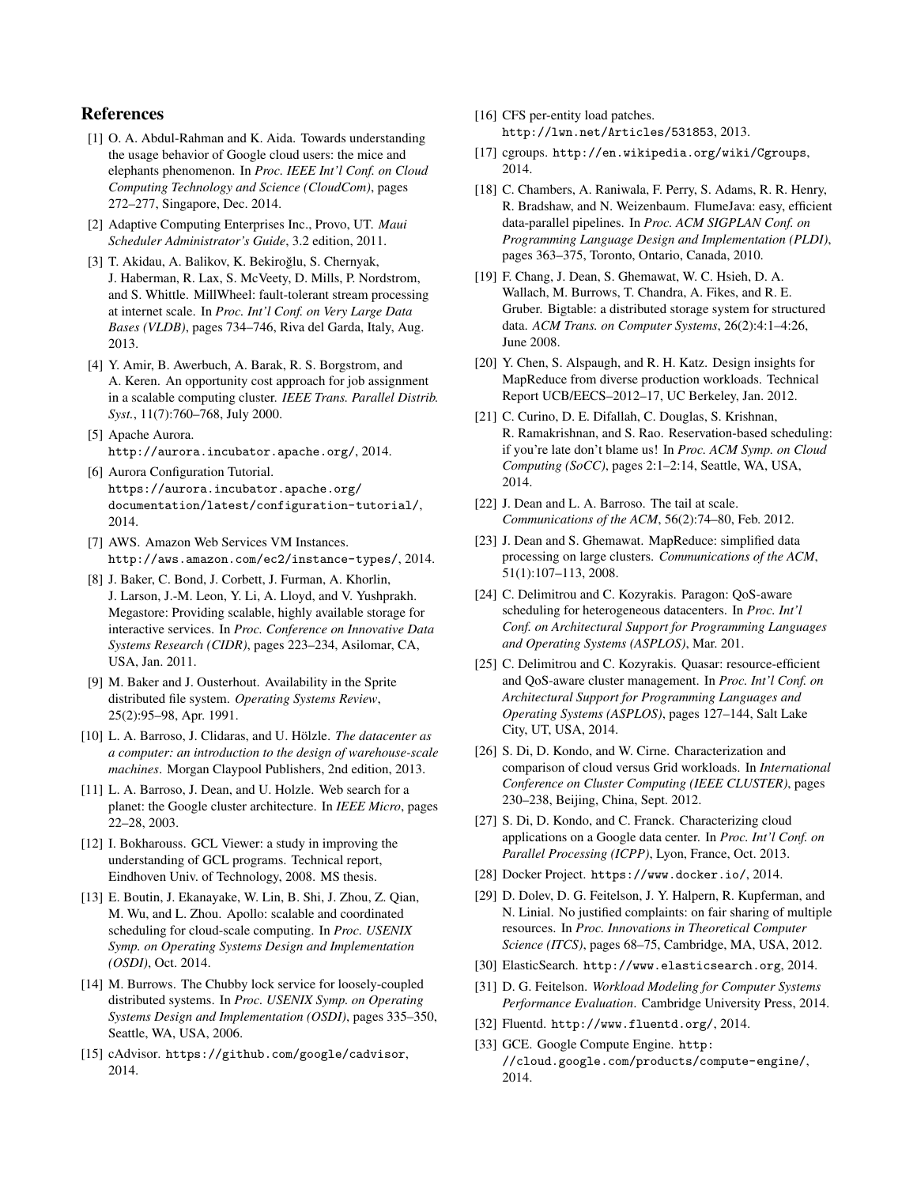## References

[1] O. A. Abdul-Rahman and K. Aida. Towards understanding the usage behavior of Google cloud users: the mice and elephants phenomenon. In *Proc. IEEE Int'l Conf. on Cloud Computing Technology and Science (CloudCom)*, pages 272–277, Singapore, Dec. 2014.

[2] Adaptive Computing Enterprises Inc., Provo, UT. *Maui Scheduler Administrator's Guide*, 3.2 edition, 2011.

[3] T. Akidau, A. Balikov, K. Bekiroğlu, S. Chernyak, J. Haberman, R. Lax, S. McVeety, D. Mills, P. Nordstrom, and S. Whittle. MillWheel: fault-tolerant stream processing at internet scale. In *Proc. Int'l Conf. on Very Large Data Bases (VLDB)*, pages 734–746, Riva del Garda, Italy, Aug. 2013.

[4] Y. Amir, B. Awerbuch, A. Barak, R. S. Borgstrom, and A. Keren. An opportunity cost approach for job assignment in a scalable computing cluster. *IEEE Trans. Parallel Distrib. Syst.*, 11(7):760–768, July 2000.

[5] Apache Aurora. http://aurora.incubator.apache.org/, 2014.

[6] Aurora Configuration Tutorial. https://aurora.incubator.apache.org/documentation/latest/configuration-tutorial/, 2014.

[7] AWS. Amazon Web Services VM Instances. http://aws.amazon.com/ec2/instance-types/, 2014.

[8] J. Baker, C. Bond, J. Corbett, J. Furman, A. Khorlin, J. Larson, J.-M. Leon, Y. Li, A. Lloyd, and V. Yushprakh. Megastore: Providing scalable, highly available storage for interactive services. In *Proc. Conference on Innovative Data Systems Research (CIDR)*, pages 223–234, Asilomar, CA, USA, Jan. 2011.

[9] M. Baker and J. Ousterhout. Availability in the Sprite distributed file system. *Operating Systems Review*, 25(2):95–98, Apr. 1991.

[10] L. A. Barroso, J. Clidaras, and U. Hölzle. *The datacenter as a computer: an introduction to the design of warehouse-scale machines*. Morgan Claypool Publishers, 2nd edition, 2013.

[11] L. A. Barroso, J. Dean, and U. Holzle. Web search for a planet: the Google cluster architecture. In *IEEE Micro*, pages 22–28, 2003.

[12] I. Bokharouss. GCL Viewer: a study in improving the understanding of GCL programs. Technical report, Eindhoven Univ. of Technology, 2008. MS thesis.

[13] E. Boutin, J. Ekanayake, W. Lin, B. Shi, J. Zhou, Z. Qian, M. Wu, and L. Zhou. Apollo: scalable and coordinated scheduling for cloud-scale computing. In *Proc. USENIX Symp. on Operating Systems Design and Implementation (OSDI)*, Oct. 2014.

[14] M. Burrows. The Chubby lock service for loosely-coupled distributed systems. In *Proc. USENIX Symp. on Operating Systems Design and Implementation (OSDI)*, pages 335–350, Seattle, WA, USA, 2006.

[15] cAdvisor. https://github.com/google/cadvisor, 2014.

[16] CFS per-entity load patches. http://lwn.net/Articles/531853, 2013.

[17] cgroups. http://en.wikipedia.org/wiki/Cgroups, 2014.

[18] C. Chambers, A. Raniwala, F. Perry, S. Adams, R. R. Henry, R. Bradshaw, and N. Weizenbaum. FlumeJava: easy, efficient data-parallel pipelines. In *Proc. ACM SIGPLAN Conf. on Programming Language Design and Implementation (PLDI)*, pages 363–375, Toronto, Ontario, Canada, 2010.

[19] F. Chang, J. Dean, S. Ghemawat, W. C. Hsieh, D. A. Wallach, M. Burrows, T. Chandra, A. Fikes, and R. E. Gruber. Bigtable: a distributed storage system for structured data. *ACM Trans. on Computer Systems*, 26(2):4:1–4:26, June 2008.

[20] Y. Chen, S. Alspaugh, and R. H. Katz. Design insights for MapReduce from diverse production workloads. Technical Report UCB/EECS–2012–17, UC Berkeley, Jan. 2012.

[21] C. Curino, D. E. Difallah, C. Douglas, S. Krishnan, R. Ramakrishnan, and S. Rao. Reservation-based scheduling: if you're late don't blame us! In *Proc. ACM Symp. on Cloud Computing (SoCC)*, pages 2:1–2:14, Seattle, WA, USA, 2014.

[22] J. Dean and L. A. Barroso. The tail at scale. *Communications of the ACM*, 56(2):74–80, Feb. 2012.

[23] J. Dean and S. Ghemawat. MapReduce: simplified data processing on large clusters. *Communications of the ACM*, 51(1):107–113, 2008.

[24] C. Delimitrou and C. Kozyrakis. Paragon: QoS-aware scheduling for heterogeneous datacenters. In *Proc. Int'l Conf. on Architectural Support for Programming Languages and Operating Systems (ASPLOS)*, Mar. 201.

[25] C. Delimitrou and C. Kozyrakis. Quasar: resource-efficient and QoS-aware cluster management. In *Proc. Int'l Conf. on Architectural Support for Programming Languages and Operating Systems (ASPLOS)*, pages 127–144, Salt Lake City, UT, USA, 2014.

[26] S. Di, D. Kondo, and W. Cirne. Characterization and comparison of cloud versus Grid workloads. In *International Conference on Cluster Computing (IEEE CLUSTER)*, pages 230–238, Beijing, China, Sept. 2012.

[27] S. Di, D. Kondo, and C. Franck. Characterizing cloud applications on a Google data center. In *Proc. Int'l Conf. on Parallel Processing (ICPP)*, Lyon, France, Oct. 2013.

[28] Docker Project. https://www.docker.io/, 2014.

[29] D. Dolev, D. G. Feitelson, J. Y. Halpern, R. Kupferman, and N. Linial. No justified complaints: on fair sharing of multiple resources. In *Proc. Innovations in Theoretical Computer Science (ITCS)*, pages 68–75, Cambridge, MA, USA, 2012.

[30] ElasticSearch. http://www.elasticsearch.org, 2014.

[31] D. G. Feitelson. *Workload Modeling for Computer Systems Performance Evaluation*. Cambridge University Press, 2014.

[32] Fluentd. http://www.fluentd.org/, 2014.

[33] GCE. Google Compute Engine. http://cloud.google.com/products/compute-engine/, 2014.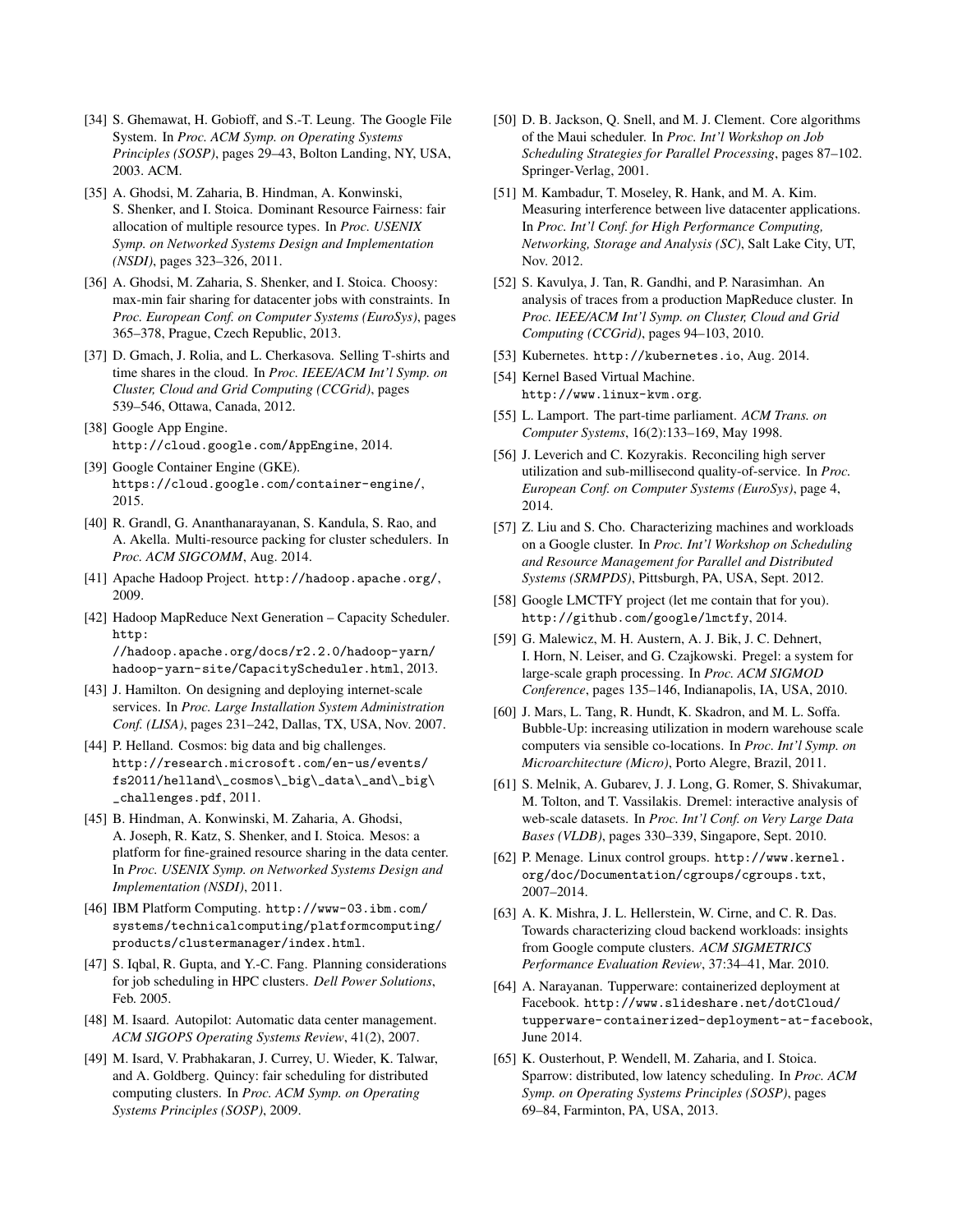[34] S. Ghemawat, H. Gobioff, and S.-T. Leung. The Google File System. In *Proc. ACM Symp. on Operating Systems Principles (SOSP)*, pages 29–43, Bolton Landing, NY, USA, 2003. ACM.

[35] A. Ghodsi, M. Zaharia, B. Hindman, A. Konwinski, S. Shenker, and I. Stoica. Dominant Resource Fairness: fair allocation of multiple resource types. In *Proc. USENIX Symp. on Networked Systems Design and Implementation (NSDI)*, pages 323–326, 2011.

[36] A. Ghodsi, M. Zaharia, S. Shenker, and I. Stoica. Choosy: max-min fair sharing for datacenter jobs with constraints. In *Proc. European Conf. on Computer Systems (EuroSys)*, pages 365–378, Prague, Czech Republic, 2013.

[37] D. Gmach, J. Rolia, and L. Cherkasova. Selling T-shirts and time shares in the cloud. In *Proc. IEEE/ACM Int'l Symp. on Cluster, Cloud and Grid Computing (CCGrid)*, pages 539–546, Ottawa, Canada, 2012.

[38] Google App Engine. `http://cloud.google.com/AppEngine`, 2014.

[39] Google Container Engine (GKE). `https://cloud.google.com/container-engine/`, 2015.

[40] R. Grandl, G. Ananthanarayanan, S. Kandula, S. Rao, and A. Akella. Multi-resource packing for cluster schedulers. In *Proc. ACM SIGCOMM*, Aug. 2014.

[41] Apache Hadoop Project. `http://hadoop.apache.org/`, 2009.

[42] Hadoop MapReduce Next Generation – Capacity Scheduler. `http://hadoop.apache.org/docs/r2.2.0/hadoop-yarn/hadoop-yarn-site/CapacityScheduler.html`, 2013.

[43] J. Hamilton. On designing and deploying internet-scale services. In *Proc. Large Installation System Administration Conf. (LISA)*, pages 231–242, Dallas, TX, USA, Nov. 2007.

[44] P. Helland. Cosmos: big data and big challenges. `http://research.microsoft.com/en-us/events/fs2011/helland\_cosmos\_big\_data\_and\_big\_challenges.pdf`, 2011.

[45] B. Hindman, A. Konwinski, M. Zaharia, A. Ghodsi, A. Joseph, R. Katz, S. Shenker, and I. Stoica. Mesos: a platform for fine-grained resource sharing in the data center. In *Proc. USENIX Symp. on Networked Systems Design and Implementation (NSDI)*, 2011.

[46] IBM Platform Computing. `http://www-03.ibm.com/systems/technicalcomputing/platformcomputing/products/clustermanager/index.html`.

[47] S. Iqbal, R. Gupta, and Y.-C. Fang. Planning considerations for job scheduling in HPC clusters. *Dell Power Solutions*, Feb. 2005.

[48] M. Isaard. Autopilot: Automatic data center management. *ACM SIGOPS Operating Systems Review*, 41(2), 2007.

[49] M. Isard, V. Prabhakaran, J. Currey, U. Wieder, K. Talwar, and A. Goldberg. Quincy: fair scheduling for distributed computing clusters. In *Proc. ACM Symp. on Operating Systems Principles (SOSP)*, 2009.

[50] D. B. Jackson, Q. Snell, and M. J. Clement. Core algorithms of the Maui scheduler. In *Proc. Int'l Workshop on Job Scheduling Strategies for Parallel Processing*, pages 87–102. Springer-Verlag, 2001.

[51] M. Kambadur, T. Moseley, R. Hank, and M. A. Kim. Measuring interference between live datacenter applications. In *Proc. Int'l Conf. for High Performance Computing, Networking, Storage and Analysis (SC)*, Salt Lake City, UT, Nov. 2012.

[52] S. Kavulya, J. Tan, R. Gandhi, and P. Narasimhan. An analysis of traces from a production MapReduce cluster. In *Proc. IEEE/ACM Int'l Symp. on Cluster, Cloud and Grid Computing (CCGrid)*, pages 94–103, 2010.

[53] Kubernetes. `http://kubernetes.io`, Aug. 2014.

[54] Kernel Based Virtual Machine. `http://www.linux-kvm.org`.

[55] L. Lamport. The part-time parliament. *ACM Trans. on Computer Systems*, 16(2):133–169, May 1998.

[56] J. Leverich and C. Kozyrakis. Reconciling high server utilization and sub-millisecond quality-of-service. In *Proc. European Conf. on Computer Systems (EuroSys)*, page 4, 2014.

[57] Z. Liu and S. Cho. Characterizing machines and workloads on a Google cluster. In *Proc. Int'l Workshop on Scheduling and Resource Management for Parallel and Distributed Systems (SRMPDS)*, Pittsburgh, PA, USA, Sept. 2012.

[58] Google LMCTFY project (let me contain that for you). `http://github.com/google/lmctfy`, 2014.

[59] G. Malewicz, M. H. Austern, A. J. Bik, J. C. Dehnert, I. Horn, N. Leiser, and G. Czajkowski. Pregel: a system for large-scale graph processing. In *Proc. ACM SIGMOD Conference*, pages 135–146, Indianapolis, IA, USA, 2010.

[60] J. Mars, L. Tang, R. Hundt, K. Skadron, and M. L. Soffa. Bubble-Up: increasing utilization in modern warehouse scale computers via sensible co-locations. In *Proc. Int'l Symp. on Microarchitecture (Micro)*, Porto Alegre, Brazil, 2011.

[61] S. Melnik, A. Gubarev, J. J. Long, G. Romer, S. Shivakumar, M. Tolton, and T. Vassilakis. Dremel: interactive analysis of web-scale datasets. In *Proc. Int'l Conf. on Very Large Data Bases (VLDB)*, pages 330–339, Singapore, Sept. 2010.

[62] P. Menage. Linux control groups. `http://www.kernel.org/doc/Documentation/cgroups/cgroups.txt`, 2007–2014.

[63] A. K. Mishra, J. L. Hellerstein, W. Cirne, and C. R. Das. Towards characterizing cloud backend workloads: insights from Google compute clusters. *ACM SIGMETRICS Performance Evaluation Review*, 37:34–41, Mar. 2010.

[64] A. Narayanan. Tupperware: containerized deployment at Facebook. `http://www.slideshare.net/dotCloud/tupperware-containerized-deployment-at-facebook`, June 2014.

[65] K. Ousterhout, P. Wendell, M. Zaharia, and I. Stoica. Sparrow: distributed, low latency scheduling. In *Proc. ACM Symp. on Operating Systems Principles (SOSP)*, pages 69–84, Farminton, PA, USA, 2013.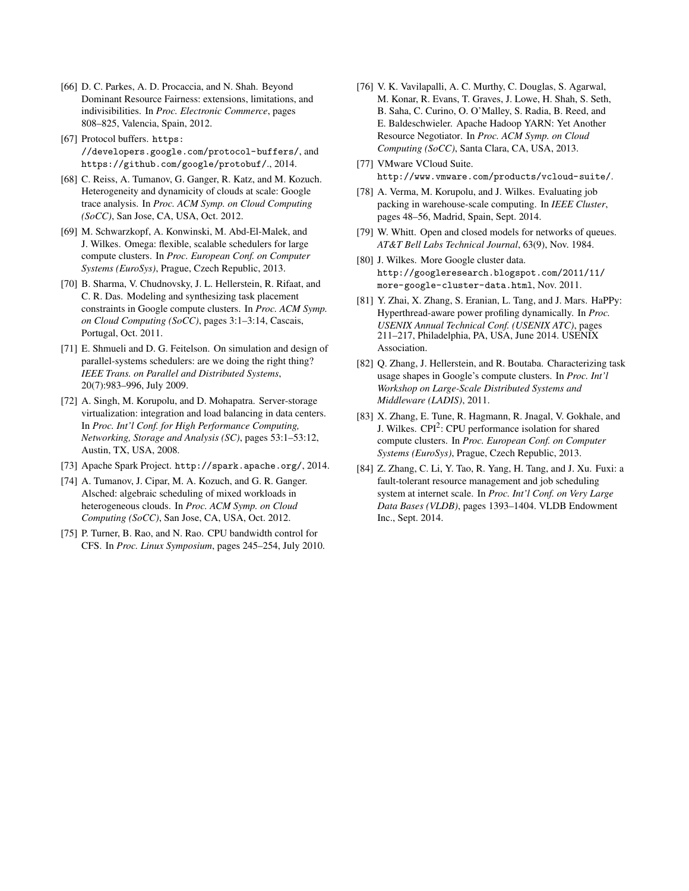[66] D. C. Parkes, A. D. Procaccia, and N. Shah. Beyond Dominant Resource Fairness: extensions, limitations, and indivisibilities. In *Proc. Electronic Commerce*, pages 808–825, Valencia, Spain, 2012.

[67] Protocol buffers. `https://developers.google.com/protocol-buffers/`, and `https://github.com/google/protobuf/`., 2014.

[68] C. Reiss, A. Tumanov, G. Ganger, R. Katz, and M. Kozuch. Heterogeneity and dynamicity of clouds at scale: Google trace analysis. In *Proc. ACM Symp. on Cloud Computing (SoCC)*, San Jose, CA, USA, Oct. 2012.

[69] M. Schwarzkopf, A. Konwinski, M. Abd-El-Malek, and J. Wilkes. Omega: flexible, scalable schedulers for large compute clusters. In *Proc. European Conf. on Computer Systems (EuroSys)*, Prague, Czech Republic, 2013.

[70] B. Sharma, V. Chudnovsky, J. L. Hellerstein, R. Rifaat, and C. R. Das. Modeling and synthesizing task placement constraints in Google compute clusters. In *Proc. ACM Symp. on Cloud Computing (SoCC)*, pages 3:1–3:14, Cascais, Portugal, Oct. 2011.

[71] E. Shmueli and D. G. Feitelson. On simulation and design of parallel-systems schedulers: are we doing the right thing? *IEEE Trans. on Parallel and Distributed Systems*, 20(7):983–996, July 2009.

[72] A. Singh, M. Korupolu, and D. Mohapatra. Server-storage virtualization: integration and load balancing in data centers. In *Proc. Int'l Conf. for High Performance Computing, Networking, Storage and Analysis (SC)*, pages 53:1–53:12, Austin, TX, USA, 2008.

[73] Apache Spark Project. `http://spark.apache.org/`, 2014.

[74] A. Tumanov, J. Cipar, M. A. Kozuch, and G. R. Ganger. Alsched: algebraic scheduling of mixed workloads in heterogeneous clouds. In *Proc. ACM Symp. on Cloud Computing (SoCC)*, San Jose, CA, USA, Oct. 2012.

[75] P. Turner, B. Rao, and N. Rao. CPU bandwidth control for CFS. In *Proc. Linux Symposium*, pages 245–254, July 2010.

[76] V. K. Vavilapalli, A. C. Murthy, C. Douglas, S. Agarwal, M. Konar, R. Evans, T. Graves, J. Lowe, H. Shah, S. Seth, B. Saha, C. Curino, O. O'Malley, S. Radia, B. Reed, and E. Baldeschwieler. Apache Hadoop YARN: Yet Another Resource Negotiator. In *Proc. ACM Symp. on Cloud Computing (SoCC)*, Santa Clara, CA, USA, 2013.

[77] VMware VCloud Suite. `http://www.vmware.com/products/vcloud-suite/`.

[78] A. Verma, M. Korupolu, and J. Wilkes. Evaluating job packing in warehouse-scale computing. In *IEEE Cluster*, pages 48–56, Madrid, Spain, Sept. 2014.

[79] W. Whitt. Open and closed models for networks of queues. *AT&T Bell Labs Technical Journal*, 63(9), Nov. 1984.

[80] J. Wilkes. More Google cluster data. `http://googleresearch.blogspot.com/2011/11/more-google-cluster-data.html`, Nov. 2011.

[81] Y. Zhai, X. Zhang, S. Eranian, L. Tang, and J. Mars. HaPPy: Hyperthread-aware power profiling dynamically. In *Proc. USENIX Annual Technical Conf. (USENIX ATC)*, pages 211–217, Philadelphia, PA, USA, June 2014. USENIX Association.

[82] Q. Zhang, J. Hellerstein, and R. Boutaba. Characterizing task usage shapes in Google's compute clusters. In *Proc. Int'l Workshop on Large-Scale Distributed Systems and Middleware (LADIS)*, 2011.

[83] X. Zhang, E. Tune, R. Hagmann, R. Jnagal, V. Gokhale, and J. Wilkes. $CPI^2$: CPU performance isolation for shared compute clusters. In *Proc. European Conf. on Computer Systems (EuroSys)*, Prague, Czech Republic, 2013.

[84] Z. Zhang, C. Li, Y. Tao, R. Yang, H. Tang, and J. Xu. Fuxi: a fault-tolerant resource management and job scheduling system at internet scale. In *Proc. Int'l Conf. on Very Large Data Bases (VLDB)*, pages 1393–1404. VLDB Endowment Inc., Sept. 2014.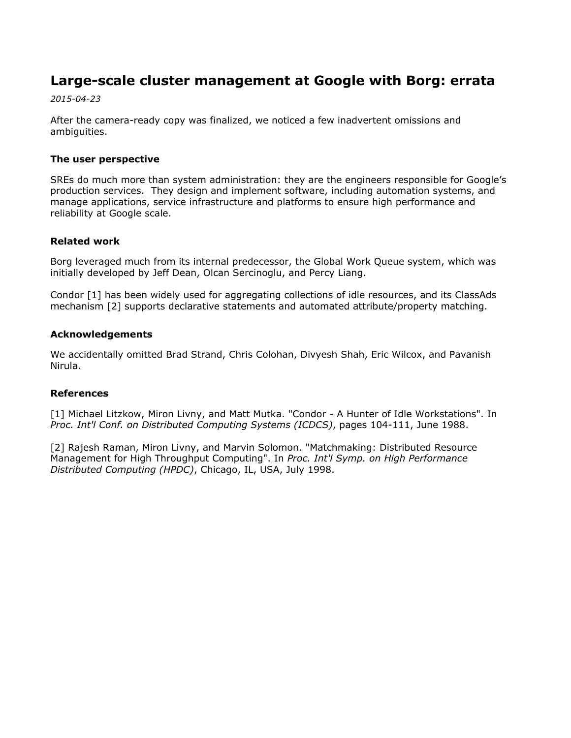# Large-scale cluster management at Google with Borg: errata

*2015-04-23*

After the camera-ready copy was finalized, we noticed a few inadvertent omissions and ambiguities.

### The user perspective

SREs do much more than system administration: they are the engineers responsible for Google's production services. They design and implement software, including automation systems, and manage applications, service infrastructure and platforms to ensure high performance and reliability at Google scale.

### Related work

Borg leveraged much from its internal predecessor, the Global Work Queue system, which was initially developed by Jeff Dean, Olcan Sercinoglu, and Percy Liang.

Condor [1] has been widely used for aggregating collections of idle resources, and its ClassAds mechanism [2] supports declarative statements and automated attribute/property matching.

### Acknowledgements

We accidentally omitted Brad Strand, Chris Colohan, Divyesh Shah, Eric Wilcox, and Pavanish Nirula.

### References

[1] Michael Litzkow, Miron Livny, and Matt Mutka. "Condor - A Hunter of Idle Workstations". In *Proc. Int'l Conf. on Distributed Computing Systems (ICDCS)*, pages 104-111, June 1988.

[2] Rajesh Raman, Miron Livny, and Marvin Solomon. "Matchmaking: Distributed Resource Management for High Throughput Computing". In *Proc. Int'l Symp. on High Performance Distributed Computing (HPDC)*, Chicago, IL, USA, July 1998.